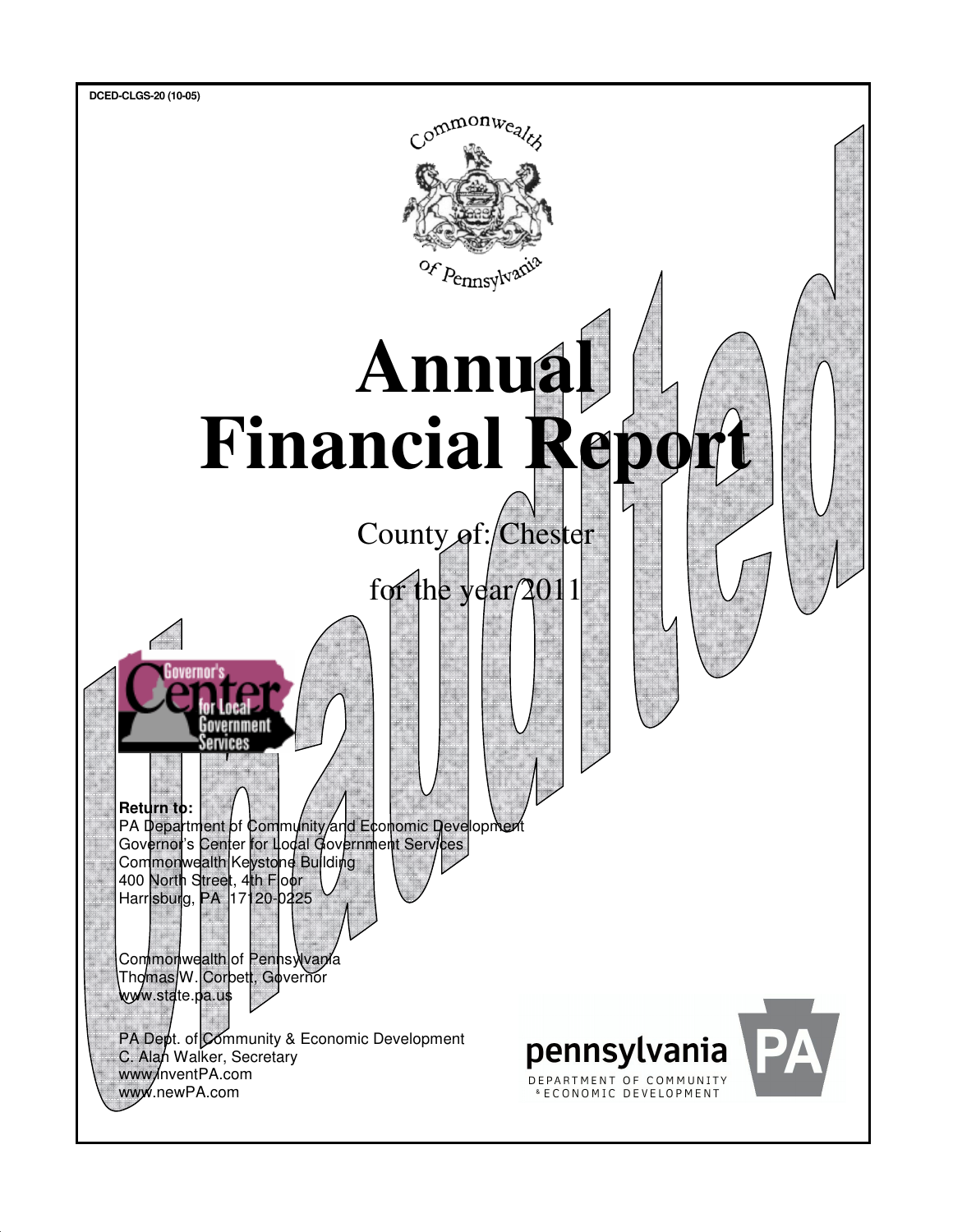DCED-CLGS-20 (10-05)

Commonwealth of Pennsylvania

# Annual Financial Report

County of: Chester

for the year 2011

Unaudited

Governor's Center for Local Government Services

**Return to:**
PA Department of Community and Economic Development
Governor's Center for Local Government Services
Commonwealth Keystone Building
400 North Street, 4th Floor
Harrisburg, PA 17120-0225

Commonwealth of Pennsylvania
Thomas W. Corbett, Governor
www.state.pa.us

PA Dept. of Community & Economic Development
C. Alan Walker, Secretary
www.inventPA.com
www.newPA.com

pennsylvania
DEPARTMENT OF COMMUNITY & ECONOMIC DEVELOPMENT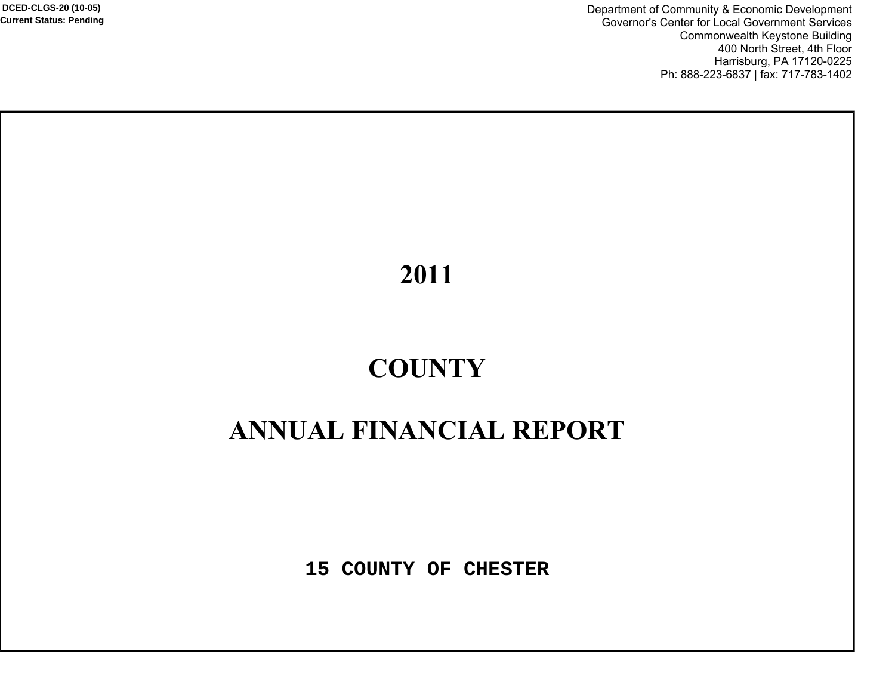DCED-CLGS-20 (10-05)
Current Status: Pending

Department of Community & Economic Development
Governor's Center for Local Government Services
Commonwealth Keystone Building
400 North Street, 4th Floor
Harrisburg, PA 17120-0225
Ph: 888-223-6837 | fax: 717-783-1402

# 2011

# COUNTY

# ANNUAL FINANCIAL REPORT

**15 COUNTY OF CHESTER**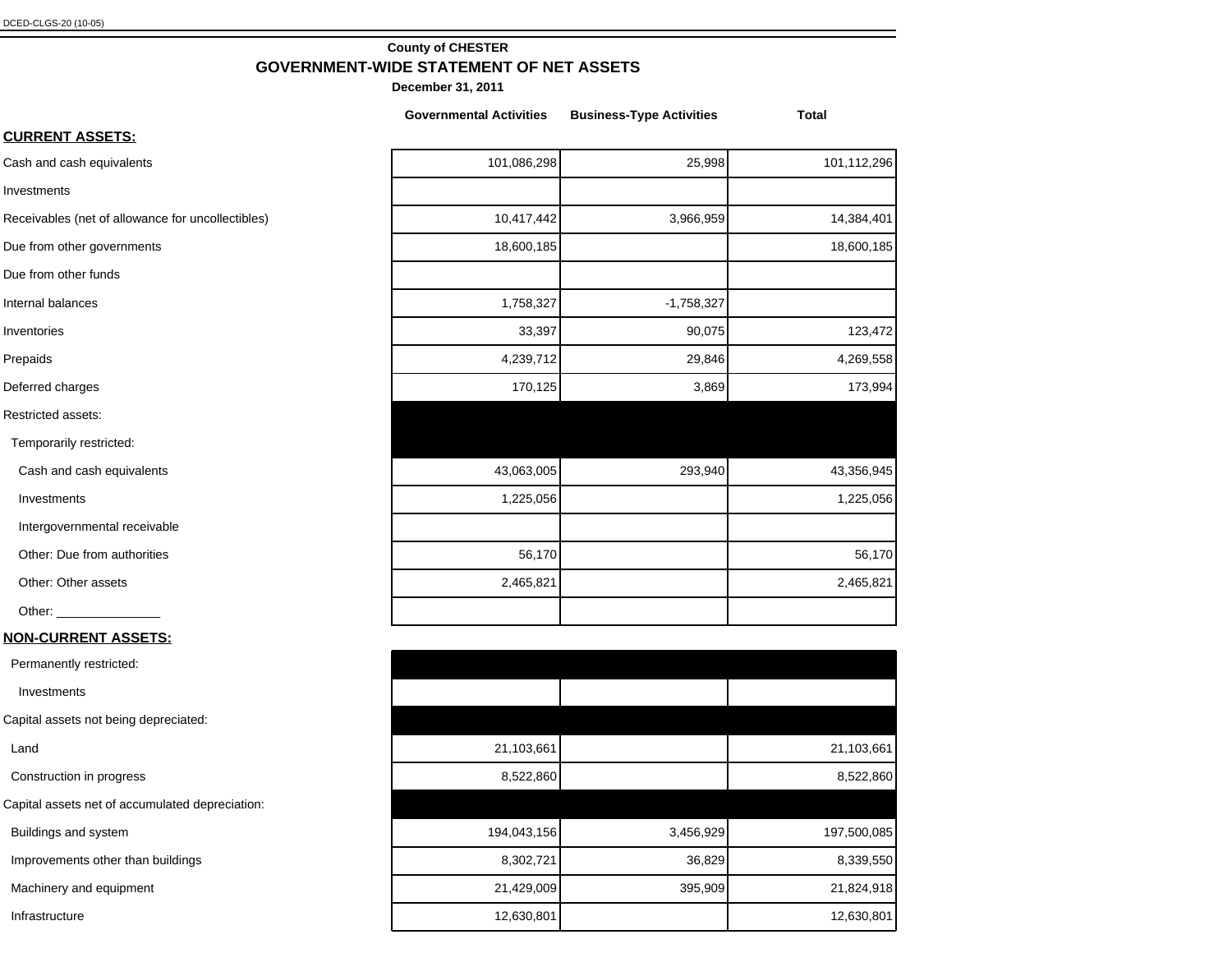DCED-CLGS-20 (10-05)

**County of CHESTER**

## GOVERNMENT-WIDE STATEMENT OF NET ASSETS

**December 31, 2011**

| | Governmental Activities | Business-Type Activities | Total |
|---|---|---|---|
| **CURRENT ASSETS:** | | | |
| Cash and cash equivalents | 101,086,298 | 25,998 | 101,112,296 |
| Investments | | | |
| Receivables (net of allowance for uncollectibles) | 10,417,442 | 3,966,959 | 14,384,401 |
| Due from other governments | 18,600,185 | | 18,600,185 |
| Due from other funds | | | |
| Internal balances | 1,758,327 | -1,758,327 | |
| Inventories | 33,397 | 90,075 | 123,472 |
| Prepaids | 4,239,712 | 29,846 | 4,269,558 |
| Deferred charges | 170,125 | 3,869 | 173,994 |
| Restricted assets: | | | |
| Temporarily restricted: | | | |
| Cash and cash equivalents | 43,063,005 | 293,940 | 43,356,945 |
| Investments | 1,225,056 | | 1,225,056 |
| Intergovernmental receivable | | | |
| Other: Due from authorities | 56,170 | | 56,170 |
| Other: Other assets | 2,465,821 | | 2,465,821 |
| Other: _______________ | | | |
| **NON-CURRENT ASSETS:** | | | |
| Permanently restricted: | | | |
| Investments | | | |
| Capital assets not being depreciated: | | | |
| Land | 21,103,661 | | 21,103,661 |
| Construction in progress | 8,522,860 | | 8,522,860 |
| Capital assets net of accumulated depreciation: | | | |
| Buildings and system | 194,043,156 | 3,456,929 | 197,500,085 |
| Improvements other than buildings | 8,302,721 | 36,829 | 8,339,550 |
| Machinery and equipment | 21,429,009 | 395,909 | 21,824,918 |
| Infrastructure | 12,630,801 | | 12,630,801 |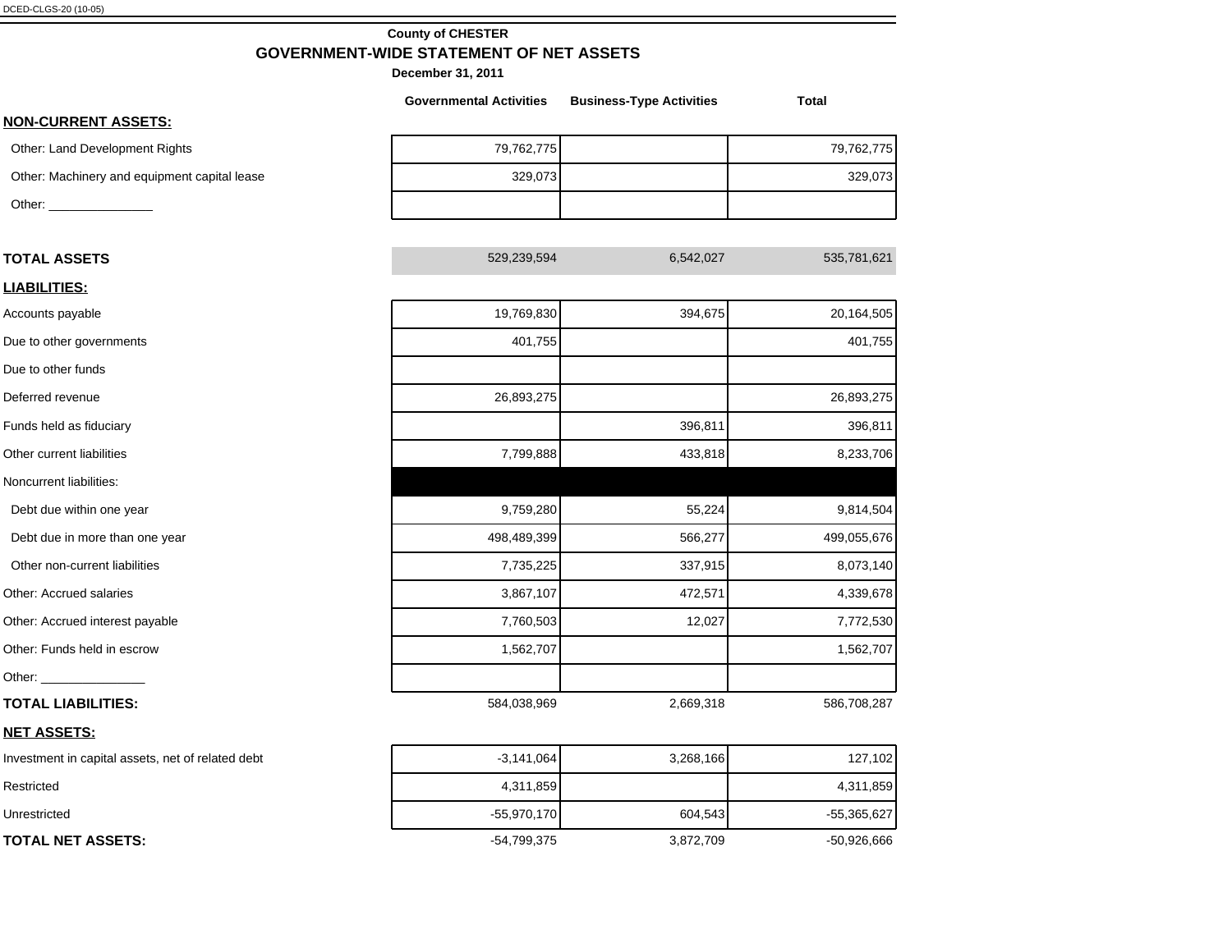DCED-CLGS-20 (10-05)

**County of CHESTER**

## GOVERNMENT-WIDE STATEMENT OF NET ASSETS

**December 31, 2011**

| | Governmental Activities | Business-Type Activities | Total |
|---|---|---|---|
| **NON-CURRENT ASSETS:** | | | |
| Other: Land Development Rights | 79,762,775 | | 79,762,775 |
| Other: Machinery and equipment capital lease | 329,073 | | 329,073 |
| Other: _______________ | | | |
| **TOTAL ASSETS** | 529,239,594 | 6,542,027 | 535,781,621 |
| **LIABILITIES:** | | | |
| Accounts payable | 19,769,830 | 394,675 | 20,164,505 |
| Due to other governments | 401,755 | | 401,755 |
| Due to other funds | | | |
| Deferred revenue | 26,893,275 | | 26,893,275 |
| Funds held as fiduciary | | 396,811 | 396,811 |
| Other current liabilities | 7,799,888 | 433,818 | 8,233,706 |
| Noncurrent liabilities: | | | |
| Debt due within one year | 9,759,280 | 55,224 | 9,814,504 |
| Debt due in more than one year | 498,489,399 | 566,277 | 499,055,676 |
| Other non-current liabilities | 7,735,225 | 337,915 | 8,073,140 |
| Other: Accrued salaries | 3,867,107 | 472,571 | 4,339,678 |
| Other: Accrued interest payable | 7,760,503 | 12,027 | 7,772,530 |
| Other: Funds held in escrow | 1,562,707 | | 1,562,707 |
| Other: _______________ | | | |
| **TOTAL LIABILITIES:** | 584,038,969 | 2,669,318 | 586,708,287 |
| **NET ASSETS:** | | | |
| Investment in capital assets, net of related debt | -3,141,064 | 3,268,166 | 127,102 |
| Restricted | 4,311,859 | | 4,311,859 |
| Unrestricted | -55,970,170 | 604,543 | -55,365,627 |
| **TOTAL NET ASSETS:** | -54,799,375 | 3,872,709 | -50,926,666 |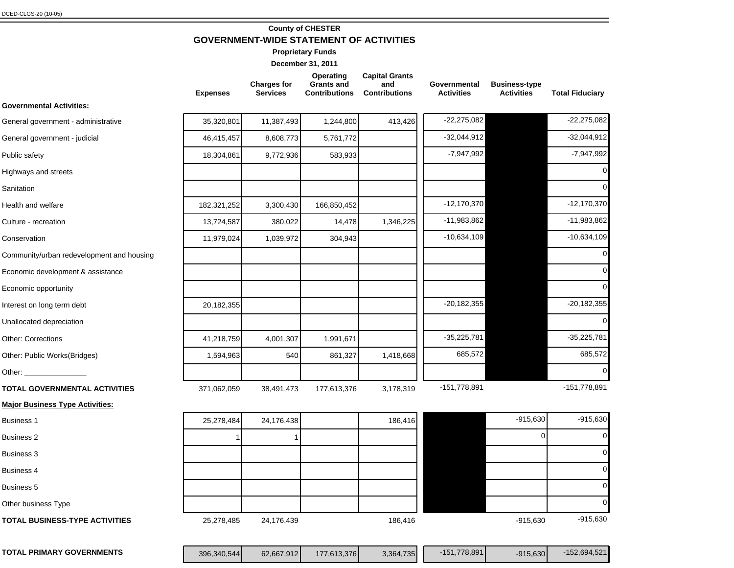DCED-CLGS-20 (10-05)

**County of CHESTER**

## GOVERNMENT-WIDE STATEMENT OF ACTIVITIES

**Proprietary Funds**

**December 31, 2011**

| | Expenses | Charges for Services | Operating Grants and Contributions | Capital Grants and Contributions | Governmental Activities | Business-type Activities | Total Fiduciary |
|---|---|---|---|---|---|---|---|
| **Governmental Activities:** | | | | | | | |
| General government - administrative | 35,320,801 | 11,387,493 | 1,244,800 | 413,426 | -22,275,082 | | -22,275,082 |
| General government - judicial | 46,415,457 | 8,608,773 | 5,761,772 | | -32,044,912 | | -32,044,912 |
| Public safety | 18,304,861 | 9,772,936 | 583,933 | | -7,947,992 | | -7,947,992 |
| Highways and streets | | | | | | | 0 |
| Sanitation | | | | | | | 0 |
| Health and welfare | 182,321,252 | 3,300,430 | 166,850,452 | | -12,170,370 | | -12,170,370 |
| Culture - recreation | 13,724,587 | 380,022 | 14,478 | 1,346,225 | -11,983,862 | | -11,983,862 |
| Conservation | 11,979,024 | 1,039,972 | 304,943 | | -10,634,109 | | -10,634,109 |
| Community/urban redevelopment and housing | | | | | | | 0 |
| Economic development & assistance | | | | | | | 0 |
| Economic opportunity | | | | | | | 0 |
| Interest on long term debt | 20,182,355 | | | | -20,182,355 | | -20,182,355 |
| Unallocated depreciation | | | | | | | 0 |
| Other: Corrections | 41,218,759 | 4,001,307 | 1,991,671 | | -35,225,781 | | -35,225,781 |
| Other: Public Works(Bridges) | 1,594,963 | 540 | 861,327 | 1,418,668 | 685,572 | | 685,572 |
| Other: _______________ | | | | | | | 0 |
| **TOTAL GOVERNMENTAL ACTIVITIES** | 371,062,059 | 38,491,473 | 177,613,376 | 3,178,319 | -151,778,891 | | -151,778,891 |
| **Major Business Type Activities:** | | | | | | | |
| Business 1 | 25,278,484 | 24,176,438 | | 186,416 | | -915,630 | -915,630 |
| Business 2 | 1 | 1 | | | | 0 | 0 |
| Business 3 | | | | | | | 0 |
| Business 4 | | | | | | | 0 |
| Business 5 | | | | | | | 0 |
| Other business Type | | | | | | | 0 |
| **TOTAL BUSINESS-TYPE ACTIVITIES** | 25,278,485 | 24,176,439 | | 186,416 | | -915,630 | -915,630 |
| **TOTAL PRIMARY GOVERNMENTS** | 396,340,544 | 62,667,912 | 177,613,376 | 3,364,735 | -151,778,891 | -915,630 | -152,694,521 |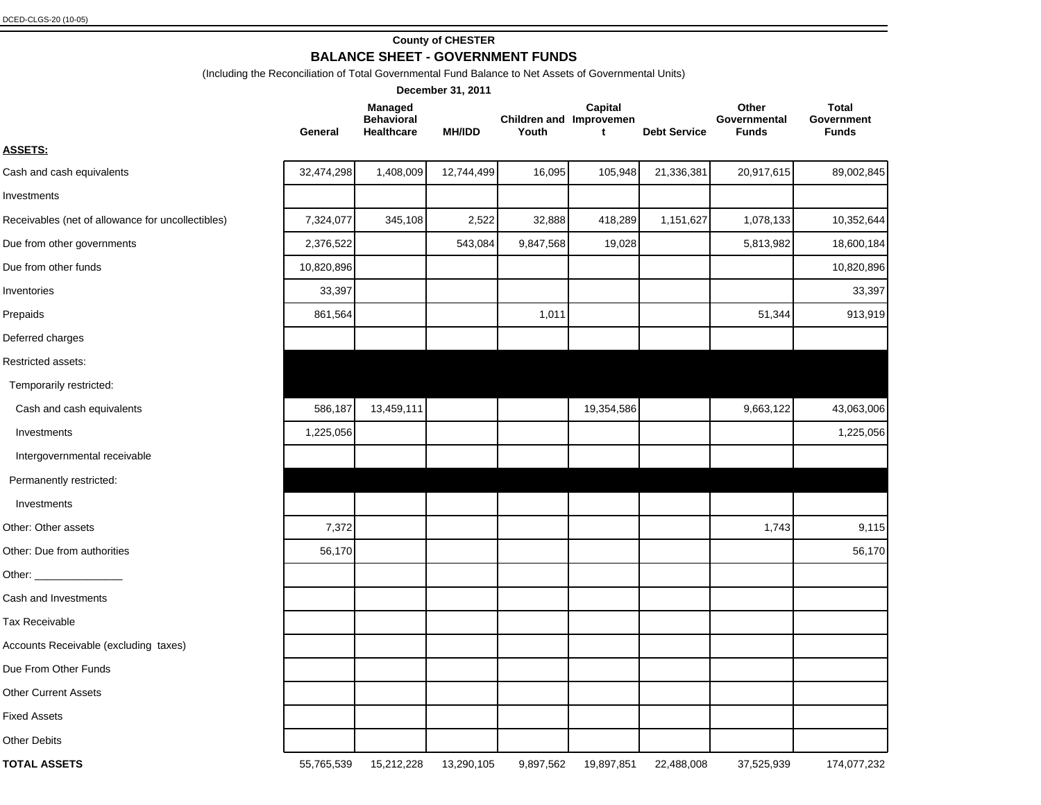DCED-CLGS-20 (10-05)

**County of CHESTER**

## BALANCE SHEET - GOVERNMENT FUNDS

(Including the Reconciliation of Total Governmental Fund Balance to Net Assets of Governmental Units)

**December 31, 2011**

| | General | Managed Behavioral Healthcare | MH/IDD | Children and Youth | Capital Improvement | Debt Service | Other Governmental Funds | Total Government Funds |
|---|---|---|---|---|---|---|---|---|
| **ASSETS:** | | | | | | | | |
| Cash and cash equivalents | 32,474,298 | 1,408,009 | 12,744,499 | 16,095 | 105,948 | 21,336,381 | 20,917,615 | 89,002,845 |
| Investments | | | | | | | | |
| Receivables (net of allowance for uncollectibles) | 7,324,077 | 345,108 | 2,522 | 32,888 | 418,289 | 1,151,627 | 1,078,133 | 10,352,644 |
| Due from other governments | 2,376,522 | | 543,084 | 9,847,568 | 19,028 | | 5,813,982 | 18,600,184 |
| Due from other funds | 10,820,896 | | | | | | | 10,820,896 |
| Inventories | 33,397 | | | | | | | 33,397 |
| Prepaids | 861,564 | | | 1,011 | | | 51,344 | 913,919 |
| Deferred charges | | | | | | | | |
| Restricted assets: | | | | | | | | |
| Temporarily restricted: | | | | | | | | |
| Cash and cash equivalents | 586,187 | 13,459,111 | | | 19,354,586 | | 9,663,122 | 43,063,006 |
| Investments | 1,225,056 | | | | | | | 1,225,056 |
| Intergovernmental receivable | | | | | | | | |
| Permanently restricted: | | | | | | | | |
| Investments | | | | | | | | |
| Other: Other assets | 7,372 | | | | | | 1,743 | 9,115 |
| Other: Due from authorities | 56,170 | | | | | | | 56,170 |
| Other: _______________ | | | | | | | | |
| Cash and Investments | | | | | | | | |
| Tax Receivable | | | | | | | | |
| Accounts Receivable (excluding taxes) | | | | | | | | |
| Due From Other Funds | | | | | | | | |
| Other Current Assets | | | | | | | | |
| Fixed Assets | | | | | | | | |
| Other Debits | | | | | | | | |
| **TOTAL ASSETS** | 55,765,539 | 15,212,228 | 13,290,105 | 9,897,562 | 19,897,851 | 22,488,008 | 37,525,939 | 174,077,232 |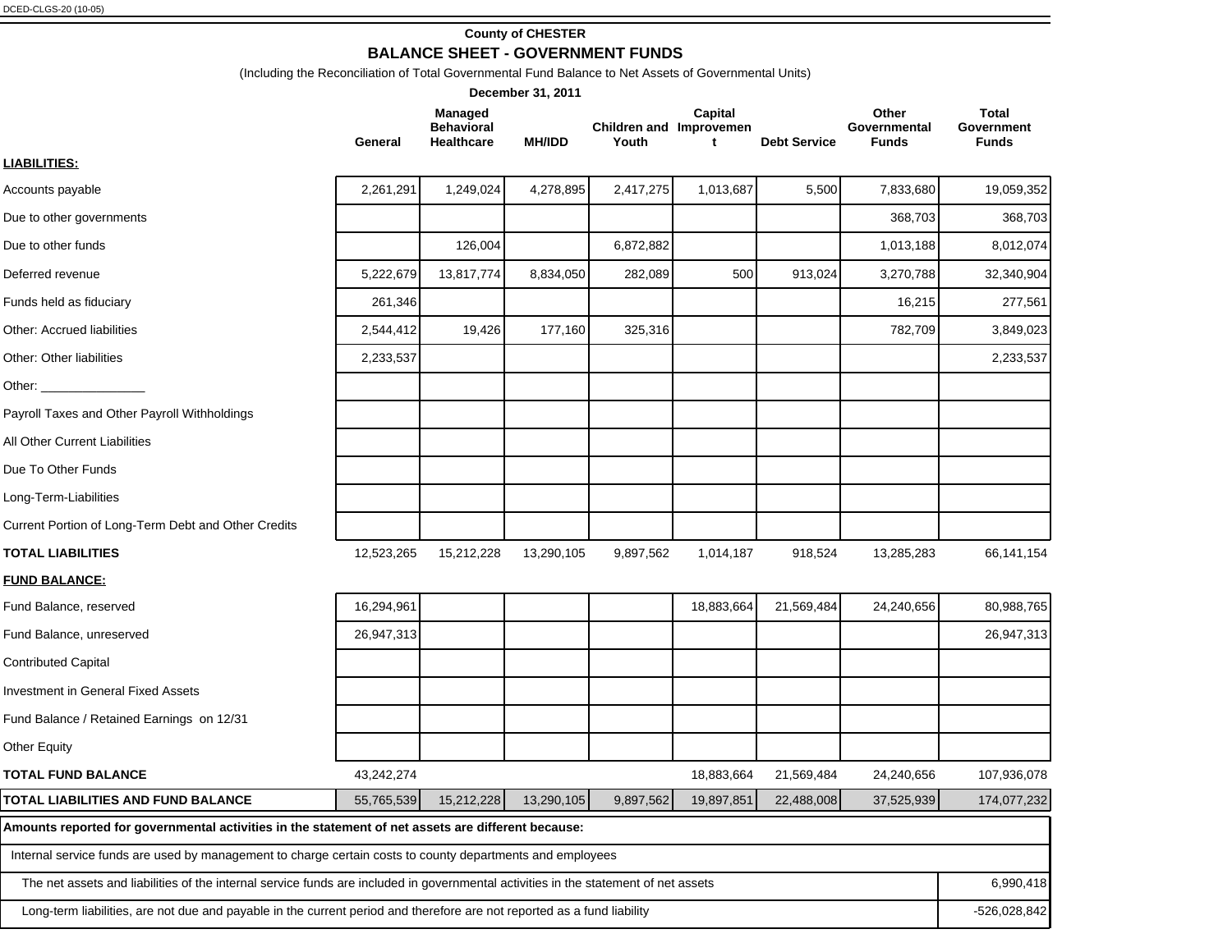DCED-CLGS-20 (10-05)

**County of CHESTER**

## BALANCE SHEET - GOVERNMENT FUNDS

(Including the Reconciliation of Total Governmental Fund Balance to Net Assets of Governmental Units)

**December 31, 2011**

| | General | Managed Behavioral Healthcare | MH/IDD | Children and Youth | Capital Improvement | Debt Service | Other Governmental Funds | Total Government Funds |
|---|---|---|---|---|---|---|---|---|
| **LIABILITIES:** | | | | | | | | |
| Accounts payable | 2,261,291 | 1,249,024 | 4,278,895 | 2,417,275 | 1,013,687 | 5,500 | 7,833,680 | 19,059,352 |
| Due to other governments | | | | | | | 368,703 | 368,703 |
| Due to other funds | | 126,004 | | 6,872,882 | | | 1,013,188 | 8,012,074 |
| Deferred revenue | 5,222,679 | 13,817,774 | 8,834,050 | 282,089 | 500 | 913,024 | 3,270,788 | 32,340,904 |
| Funds held as fiduciary | 261,346 | | | | | | 16,215 | 277,561 |
| Other: Accrued liabilities | 2,544,412 | 19,426 | 177,160 | 325,316 | | | 782,709 | 3,849,023 |
| Other: Other liabilities | 2,233,537 | | | | | | | 2,233,537 |
| Other: _______________ | | | | | | | | |
| Payroll Taxes and Other Payroll Withholdings | | | | | | | | |
| All Other Current Liabilities | | | | | | | | |
| Due To Other Funds | | | | | | | | |
| Long-Term-Liabilities | | | | | | | | |
| Current Portion of Long-Term Debt and Other Credits | | | | | | | | |
| **TOTAL LIABILITIES** | 12,523,265 | 15,212,228 | 13,290,105 | 9,897,562 | 1,014,187 | 918,524 | 13,285,283 | 66,141,154 |
| **FUND BALANCE:** | | | | | | | | |
| Fund Balance, reserved | 16,294,961 | | | | 18,883,664 | 21,569,484 | 24,240,656 | 80,988,765 |
| Fund Balance, unreserved | 26,947,313 | | | | | | | 26,947,313 |
| Contributed Capital | | | | | | | | |
| Investment in General Fixed Assets | | | | | | | | |
| Fund Balance / Retained Earnings on 12/31 | | | | | | | | |
| Other Equity | | | | | | | | |
| **TOTAL FUND BALANCE** | 43,242,274 | | | | 18,883,664 | 21,569,484 | 24,240,656 | 107,936,078 |
| **TOTAL LIABILITIES AND FUND BALANCE** | 55,765,539 | 15,212,228 | 13,290,105 | 9,897,562 | 19,897,851 | 22,488,008 | 37,525,939 | 174,077,232 |

| | |
|---|---|
| **Amounts reported for governmental activities in the statement of net assets are different because:** | |
| Internal service funds are used by management to charge certain costs to county departments and employees | |
| The net assets and liabilities of the internal service funds are included in governmental activities in the statement of net assets | 6,990,418 |
| Long-term liabilities, are not due and payable in the current period and therefore are not reported as a fund liability | -526,028,842 |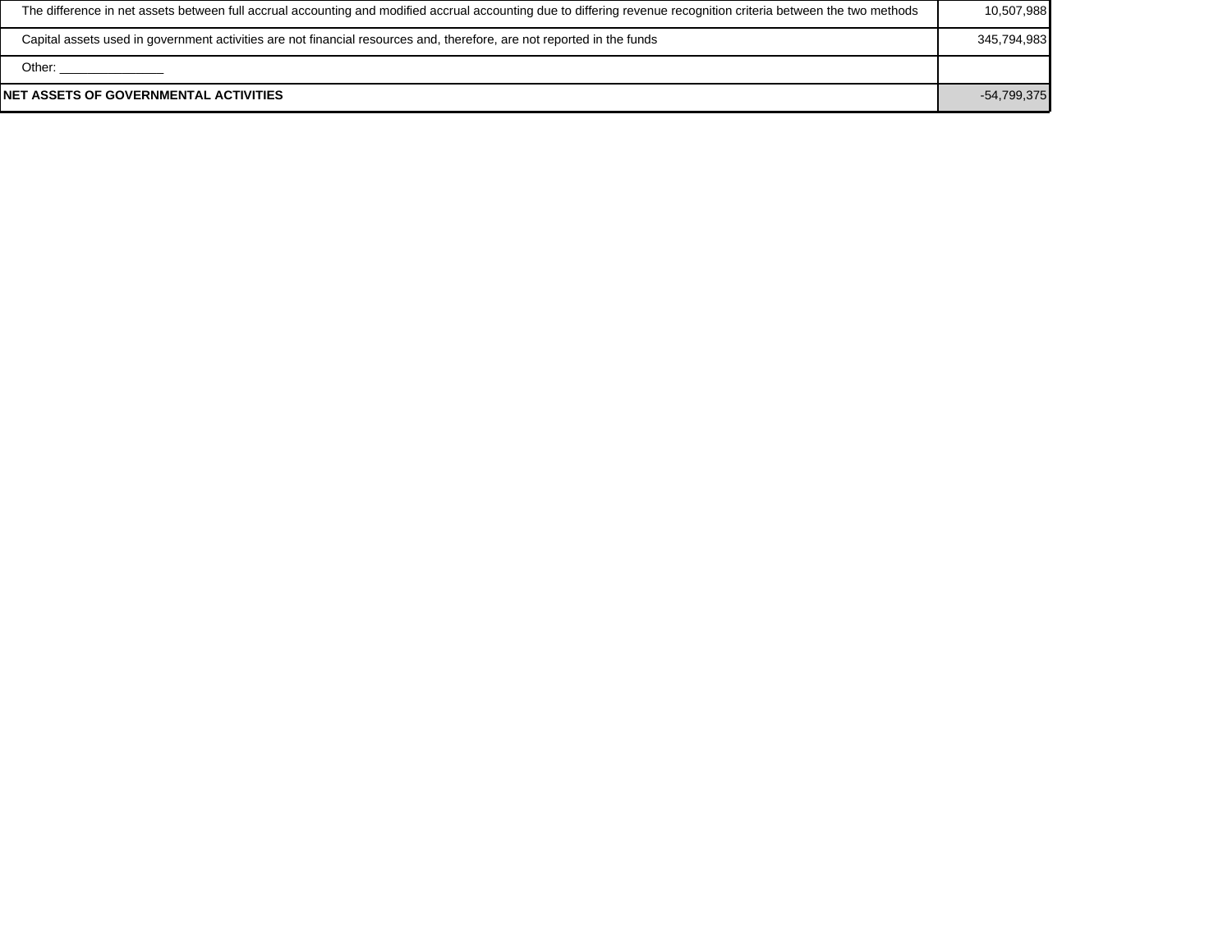| | |
|---|---|
| The difference in net assets between full accrual accounting and modified accrual accounting due to differing revenue recognition criteria between the two methods | 10,507,988 |
| Capital assets used in government activities are not financial resources and, therefore, are not reported in the funds | 345,794,983 |
| Other: _______________ | |
| **NET ASSETS OF GOVERNMENTAL ACTIVITIES** | -54,799,375 |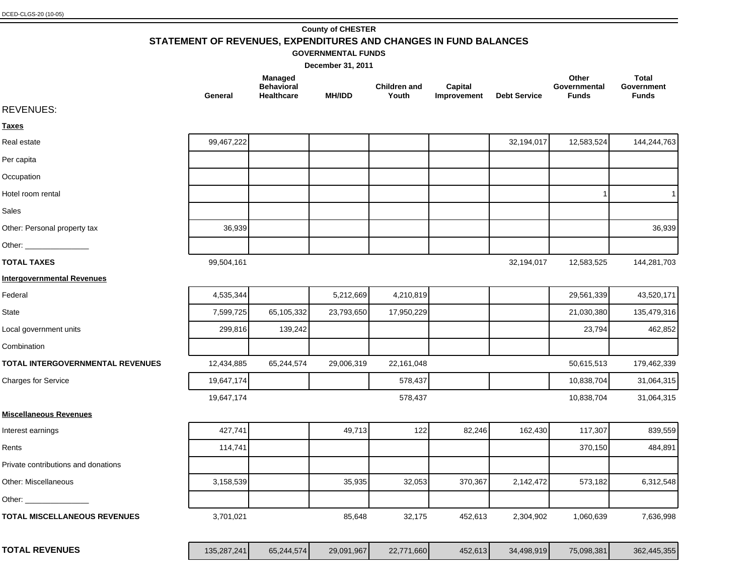DCED-CLGS-20 (10-05)

**County of CHESTER**

## STATEMENT OF REVENUES, EXPENDITURES AND CHANGES IN FUND BALANCES

**GOVERNMENTAL FUNDS**

**December 31, 2011**

| | General | Managed Behavioral Healthcare | MH/IDD | Children and Youth | Capital Improvement | Debt Service | Other Governmental Funds | Total Government Funds |
|---|---|---|---|---|---|---|---|---|
| REVENUES: | | | | | | | | |
| **Taxes** | | | | | | | | |
| Real estate | 99,467,222 | | | | | 32,194,017 | 12,583,524 | 144,244,763 |
| Per capita | | | | | | | | |
| Occupation | | | | | | | | |
| Hotel room rental | | | | | | | 1 | 1 |
| Sales | | | | | | | | |
| Other: Personal property tax | 36,939 | | | | | | | 36,939 |
| Other: _______________ | | | | | | | | |
| **TOTAL TAXES** | 99,504,161 | | | | | 32,194,017 | 12,583,525 | 144,281,703 |
| **Intergovernmental Revenues** | | | | | | | | |
| Federal | 4,535,344 | | 5,212,669 | 4,210,819 | | | 29,561,339 | 43,520,171 |
| State | 7,599,725 | 65,105,332 | 23,793,650 | 17,950,229 | | | 21,030,380 | 135,479,316 |
| Local government units | 299,816 | 139,242 | | | | | 23,794 | 462,852 |
| Combination | | | | | | | | |
| **TOTAL INTERGOVERNMENTAL REVENUES** | 12,434,885 | 65,244,574 | 29,006,319 | 22,161,048 | | | 50,615,513 | 179,462,339 |
| Charges for Service | 19,647,174 | | | 578,437 | | | 10,838,704 | 31,064,315 |
| | 19,647,174 | | | 578,437 | | | 10,838,704 | 31,064,315 |
| **Miscellaneous Revenues** | | | | | | | | |
| Interest earnings | 427,741 | | 49,713 | 122 | 82,246 | 162,430 | 117,307 | 839,559 |
| Rents | 114,741 | | | | | | 370,150 | 484,891 |
| Private contributions and donations | | | | | | | | |
| Other: Miscellaneous | 3,158,539 | | 35,935 | 32,053 | 370,367 | 2,142,472 | 573,182 | 6,312,548 |
| Other: _______________ | | | | | | | | |
| **TOTAL MISCELLANEOUS REVENUES** | 3,701,021 | | 85,648 | 32,175 | 452,613 | 2,304,902 | 1,060,639 | 7,636,998 |
| **TOTAL REVENUES** | 135,287,241 | 65,244,574 | 29,091,967 | 22,771,660 | 452,613 | 34,498,919 | 75,098,381 | 362,445,355 |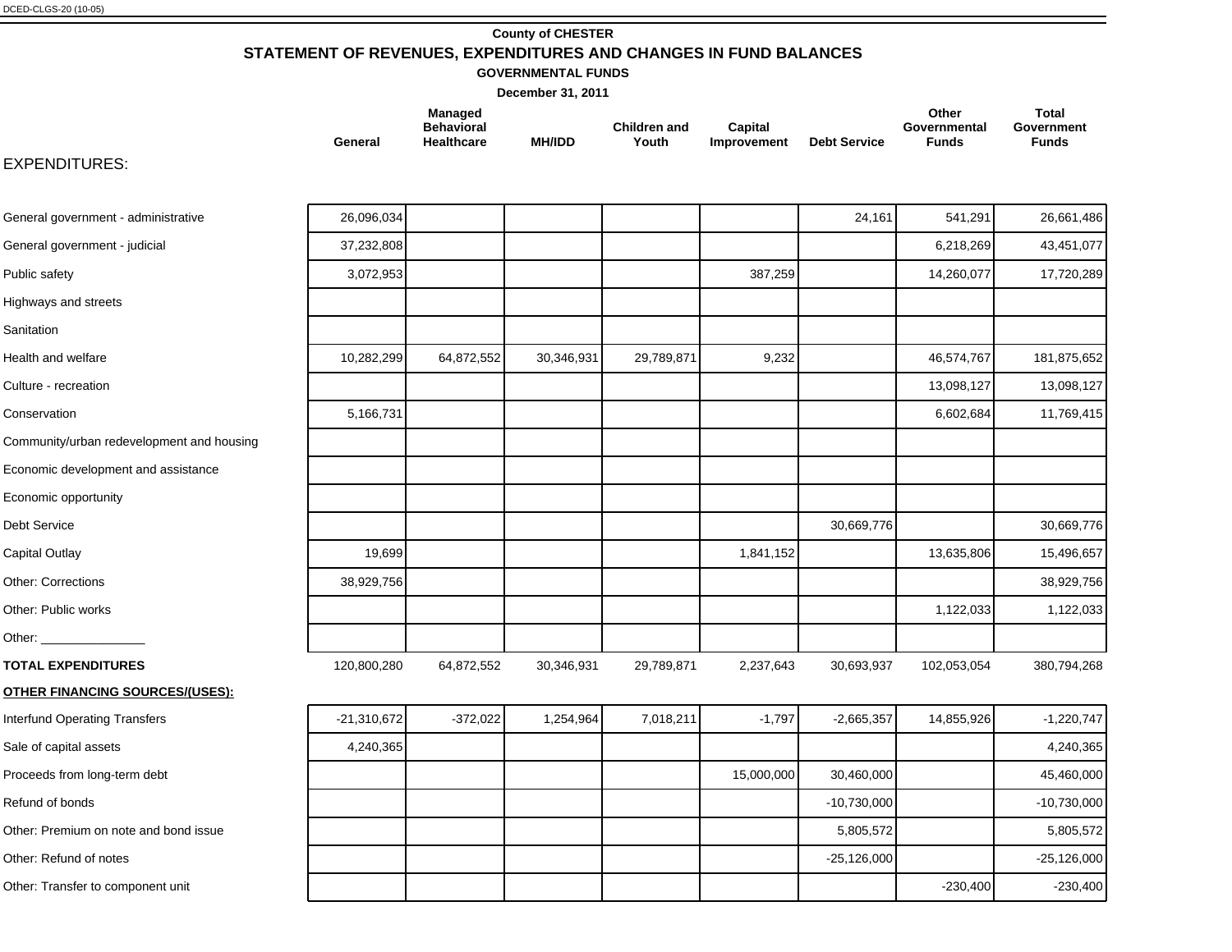DCED-CLGS-20 (10-05)

**County of CHESTER**

## STATEMENT OF REVENUES, EXPENDITURES AND CHANGES IN FUND BALANCES

**GOVERNMENTAL FUNDS**

**December 31, 2011**

| EXPENDITURES: | General | Managed Behavioral Healthcare | MH/IDD | Children and Youth | Capital Improvement | Debt Service | Other Governmental Funds | Total Government Funds |
|---|---|---|---|---|---|---|---|---|
| General government - administrative | 26,096,034 | | | | | 24,161 | 541,291 | 26,661,486 |
| General government - judicial | 37,232,808 | | | | | | 6,218,269 | 43,451,077 |
| Public safety | 3,072,953 | | | | 387,259 | | 14,260,077 | 17,720,289 |
| Highways and streets | | | | | | | | |
| Sanitation | | | | | | | | |
| Health and welfare | 10,282,299 | 64,872,552 | 30,346,931 | 29,789,871 | 9,232 | | 46,574,767 | 181,875,652 |
| Culture - recreation | | | | | | | 13,098,127 | 13,098,127 |
| Conservation | 5,166,731 | | | | | | 6,602,684 | 11,769,415 |
| Community/urban redevelopment and housing | | | | | | | | |
| Economic development and assistance | | | | | | | | |
| Economic opportunity | | | | | | | | |
| Debt Service | | | | | | 30,669,776 | | 30,669,776 |
| Capital Outlay | 19,699 | | | | 1,841,152 | | 13,635,806 | 15,496,657 |
| Other: Corrections | 38,929,756 | | | | | | | 38,929,756 |
| Other: Public works | | | | | | | 1,122,033 | 1,122,033 |
| Other: _______________ | | | | | | | | |
| **TOTAL EXPENDITURES** | 120,800,280 | 64,872,552 | 30,346,931 | 29,789,871 | 2,237,643 | 30,693,937 | 102,053,054 | 380,794,268 |
| **OTHER FINANCING SOURCES/(USES):** | | | | | | | | |
| Interfund Operating Transfers | -21,310,672 | -372,022 | 1,254,964 | 7,018,211 | -1,797 | -2,665,357 | 14,855,926 | -1,220,747 |
| Sale of capital assets | 4,240,365 | | | | | | | 4,240,365 |
| Proceeds from long-term debt | | | | | 15,000,000 | 30,460,000 | | 45,460,000 |
| Refund of bonds | | | | | | -10,730,000 | | -10,730,000 |
| Other: Premium on note and bond issue | | | | | | 5,805,572 | | 5,805,572 |
| Other: Refund of notes | | | | | | -25,126,000 | | -25,126,000 |
| Other: Transfer to component unit | | | | | | | -230,400 | -230,400 |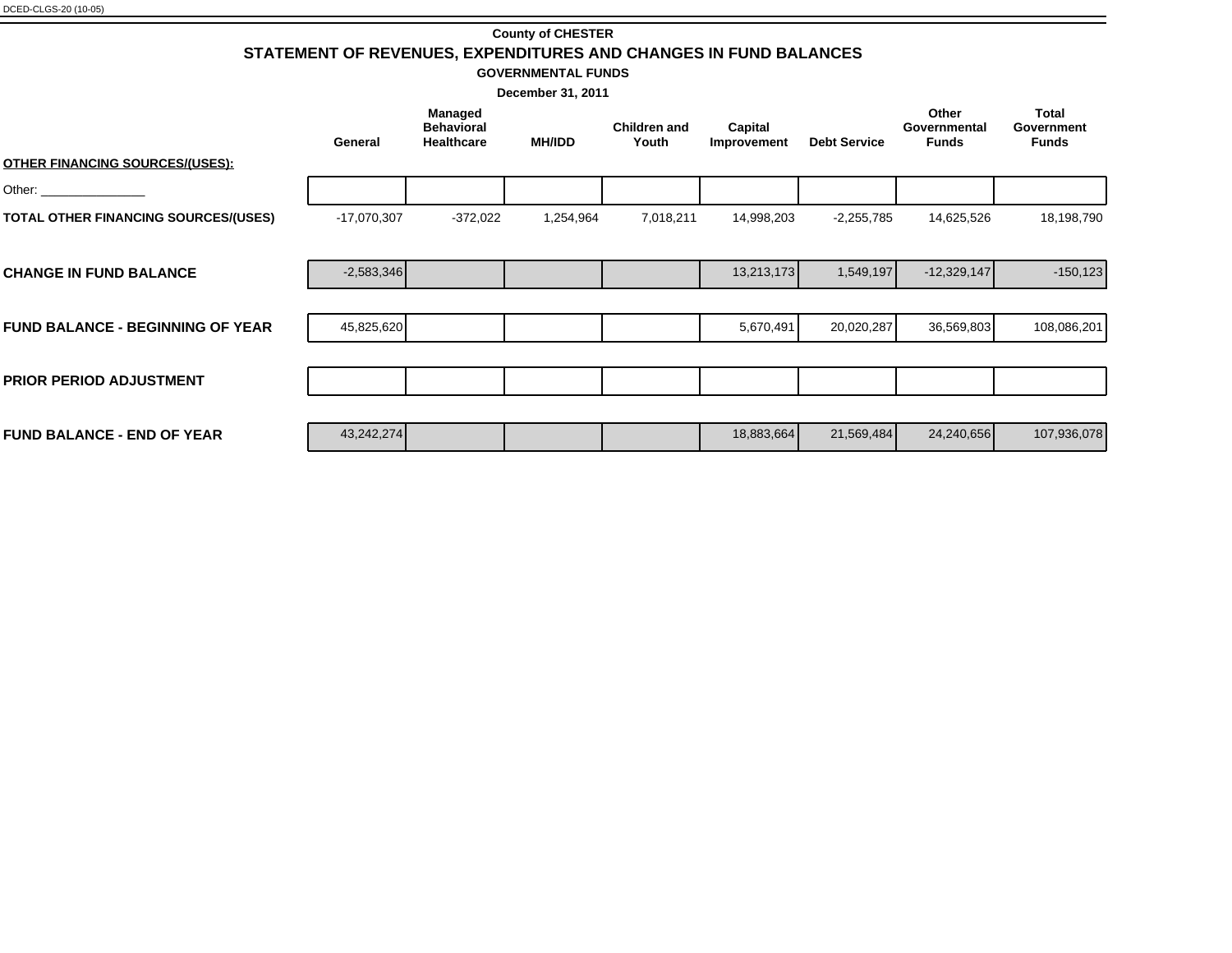County of CHESTER

## STATEMENT OF REVENUES, EXPENDITURES AND CHANGES IN FUND BALANCES

GOVERNMENTAL FUNDS

December 31, 2011

| | General | Managed Behavioral Healthcare | MH/IDD | Children and Youth | Capital Improvement | Debt Service | Other Governmental Funds | Total Government Funds |
|---|---|---|---|---|---|---|---|---|
| **OTHER FINANCING SOURCES/(USES):** | | | | | | | | |
| Other: _______________ | | | | | | | | |
| **TOTAL OTHER FINANCING SOURCES/(USES)** | -17,070,307 | -372,022 | 1,254,964 | 7,018,211 | 14,998,203 | -2,255,785 | 14,625,526 | 18,198,790 |
| **CHANGE IN FUND BALANCE** | -2,583,346 | | | | 13,213,173 | 1,549,197 | -12,329,147 | -150,123 |
| **FUND BALANCE - BEGINNING OF YEAR** | 45,825,620 | | | | 5,670,491 | 20,020,287 | 36,569,803 | 108,086,201 |
| **PRIOR PERIOD ADJUSTMENT** | | | | | | | | |
| **FUND BALANCE - END OF YEAR** | 43,242,274 | | | | 18,883,664 | 21,569,484 | 24,240,656 | 107,936,078 |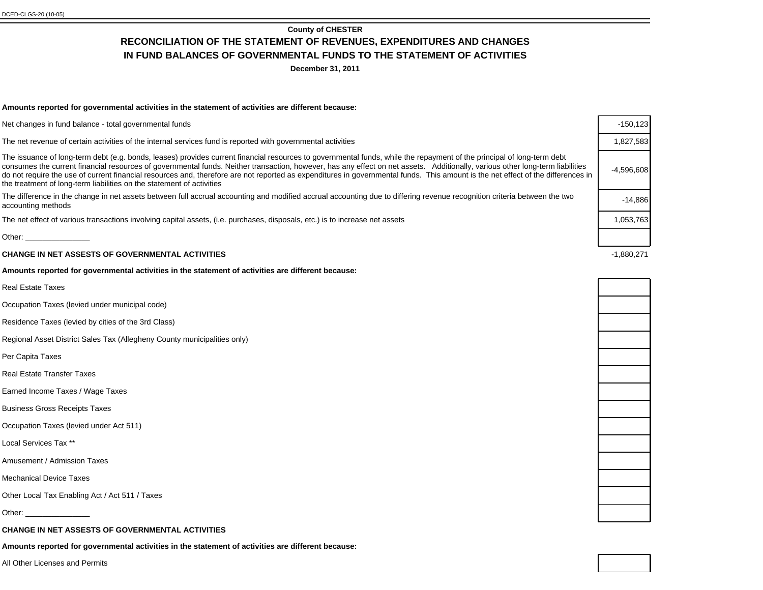DCED-CLGS-20 (10-05)

**County of CHESTER**

## RECONCILIATION OF THE STATEMENT OF REVENUES, EXPENDITURES AND CHANGES IN FUND BALANCES OF GOVERNMENTAL FUNDS TO THE STATEMENT OF ACTIVITIES

**December 31, 2011**

**Amounts reported for governmental activities in the statement of activities are different because:**

| | |
|---|---|
| Net changes in fund balance - total governmental funds | -150,123 |
| The net revenue of certain activities of the internal services fund is reported with governmental activities | 1,827,583 |
| The issuance of long-term debt (e.g. bonds, leases) provides current financial resources to governmental funds, while the repayment of the principal of long-term debt consumes the current financial resources of governmental funds. Neither transaction, however, has any effect on net assets. Additionally, various other long-term liabilities do not require the use of current financial resources and, therefore are not reported as expenditures in governmental funds. This amount is the net effect of the differences in the treatment of long-term liabilities on the statement of activities | -4,596,608 |
| The difference in the change in net assets between full accrual accounting and modified accrual accounting due to differing revenue recognition criteria between the two accounting methods | -14,886 |
| The net effect of various transactions involving capital assets, (i.e. purchases, disposals, etc.) is to increase net assets | 1,053,763 |
| Other: _______________ | |
| **CHANGE IN NET ASSESTS OF GOVERNMENTAL ACTIVITIES** | -1,880,271 |

**Amounts reported for governmental activities in the statement of activities are different because:**

| | |
|---|---|
| Real Estate Taxes | |
| Occupation Taxes (levied under municipal code) | |
| Residence Taxes (levied by cities of the 3rd Class) | |
| Regional Asset District Sales Tax (Allegheny County municipalities only) | |
| Per Capita Taxes | |
| Real Estate Transfer Taxes | |
| Earned Income Taxes / Wage Taxes | |
| Business Gross Receipts Taxes | |
| Occupation Taxes (levied under Act 511) | |
| Local Services Tax ** | |
| Amusement / Admission Taxes | |
| Mechanical Device Taxes | |
| Other Local Tax Enabling Act / Act 511 / Taxes | |
| Other: _______________ | |
| **CHANGE IN NET ASSESTS OF GOVERNMENTAL ACTIVITIES** | |

**Amounts reported for governmental activities in the statement of activities are different because:**

| | |
|---|---|
| All Other Licenses and Permits | |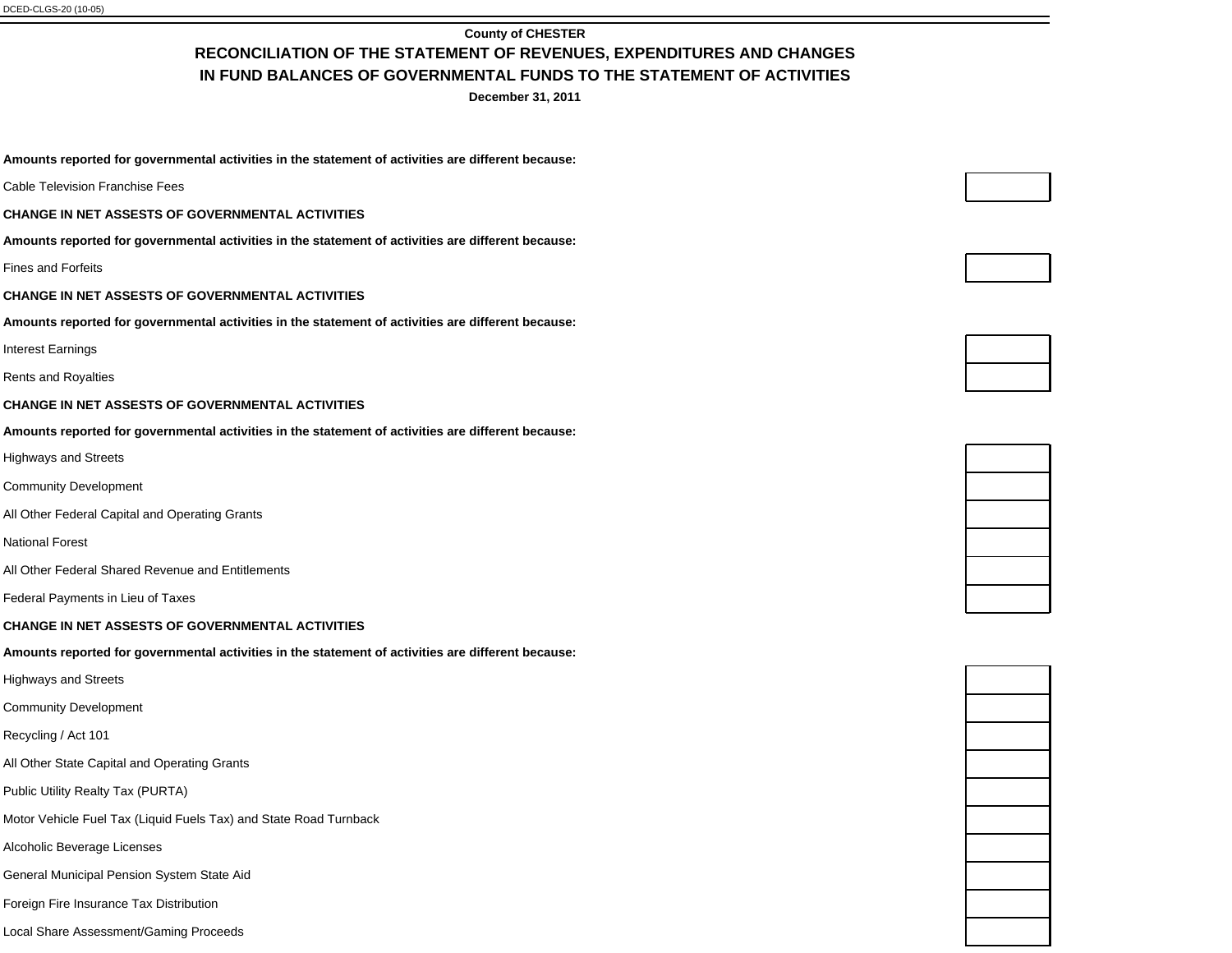**County of CHESTER**

## RECONCILIATION OF THE STATEMENT OF REVENUES, EXPENDITURES AND CHANGES IN FUND BALANCES OF GOVERNMENTAL FUNDS TO THE STATEMENT OF ACTIVITIES

**December 31, 2011**

**Amounts reported for governmental activities in the statement of activities are different because:**

| | |
|---|---|
| Cable Television Franchise Fees | |

**CHANGE IN NET ASSESTS OF GOVERNMENTAL ACTIVITIES**

**Amounts reported for governmental activities in the statement of activities are different because:**

| | |
|---|---|
| Fines and Forfeits | |

**CHANGE IN NET ASSESTS OF GOVERNMENTAL ACTIVITIES**

**Amounts reported for governmental activities in the statement of activities are different because:**

| | |
|---|---|
| Interest Earnings | |
| Rents and Royalties | |

**CHANGE IN NET ASSESTS OF GOVERNMENTAL ACTIVITIES**

**Amounts reported for governmental activities in the statement of activities are different because:**

| | |
|---|---|
| Highways and Streets | |
| Community Development | |
| All Other Federal Capital and Operating Grants | |
| National Forest | |
| All Other Federal Shared Revenue and Entitlements | |
| Federal Payments in Lieu of Taxes | |

**CHANGE IN NET ASSESTS OF GOVERNMENTAL ACTIVITIES**

**Amounts reported for governmental activities in the statement of activities are different because:**

| | |
|---|---|
| Highways and Streets | |
| Community Development | |
| Recycling / Act 101 | |
| All Other State Capital and Operating Grants | |
| Public Utility Realty Tax (PURTA) | |
| Motor Vehicle Fuel Tax (Liquid Fuels Tax) and State Road Turnback | |
| Alcoholic Beverage Licenses | |
| General Municipal Pension System State Aid | |
| Foreign Fire Insurance Tax Distribution | |
| Local Share Assessment/Gaming Proceeds | |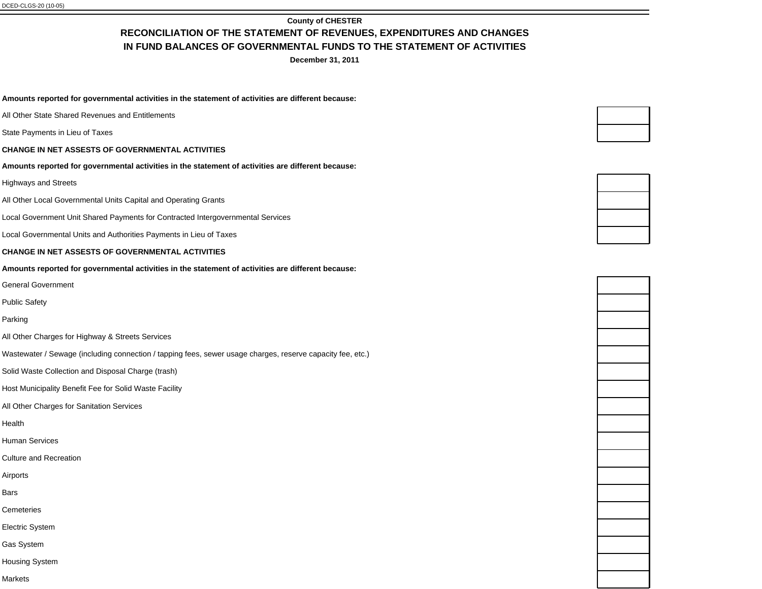DCED-CLGS-20 (10-05)

**County of CHESTER**

## RECONCILIATION OF THE STATEMENT OF REVENUES, EXPENDITURES AND CHANGES IN FUND BALANCES OF GOVERNMENTAL FUNDS TO THE STATEMENT OF ACTIVITIES

**December 31, 2011**

**Amounts reported for governmental activities in the statement of activities are different because:**

| | |
|---|---|
| All Other State Shared Revenues and Entitlements | |
| State Payments in Lieu of Taxes | |

**CHANGE IN NET ASSESTS OF GOVERNMENTAL ACTIVITIES**

**Amounts reported for governmental activities in the statement of activities are different because:**

| | |
|---|---|
| Highways and Streets | |
| All Other Local Governmental Units Capital and Operating Grants | |
| Local Government Unit Shared Payments for Contracted Intergovernmental Services | |
| Local Governmental Units and Authorities Payments in Lieu of Taxes | |

**CHANGE IN NET ASSESTS OF GOVERNMENTAL ACTIVITIES**

**Amounts reported for governmental activities in the statement of activities are different because:**

| | |
|---|---|
| General Government | |
| Public Safety | |
| Parking | |
| All Other Charges for Highway & Streets Services | |
| Wastewater / Sewage (including connection / tapping fees, sewer usage charges, reserve capacity fee, etc.) | |
| Solid Waste Collection and Disposal Charge (trash) | |
| Host Municipality Benefit Fee for Solid Waste Facility | |
| All Other Charges for Sanitation Services | |
| Health | |
| Human Services | |
| Culture and Recreation | |
| Airports | |
| Bars | |
| Cemeteries | |
| Electric System | |
| Gas System | |
| Housing System | |
| Markets | |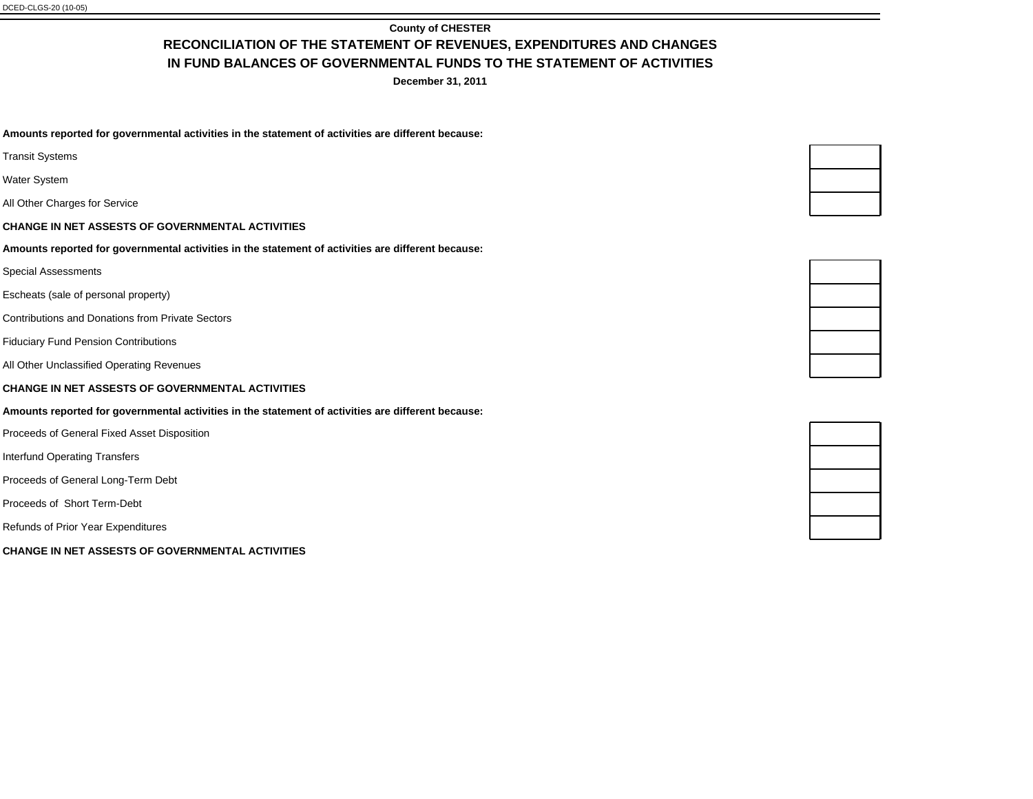DCED-CLGS-20 (10-05)

**County of CHESTER**

## RECONCILIATION OF THE STATEMENT OF REVENUES, EXPENDITURES AND CHANGES IN FUND BALANCES OF GOVERNMENTAL FUNDS TO THE STATEMENT OF ACTIVITIES

**December 31, 2011**

**Amounts reported for governmental activities in the statement of activities are different because:**

| | |
|---|---|
| Transit Systems | |
| Water System | |
| All Other Charges for Service | |

**CHANGE IN NET ASSESTS OF GOVERNMENTAL ACTIVITIES**

**Amounts reported for governmental activities in the statement of activities are different because:**

| | |
|---|---|
| Special Assessments | |
| Escheats (sale of personal property) | |
| Contributions and Donations from Private Sectors | |
| Fiduciary Fund Pension Contributions | |
| All Other Unclassified Operating Revenues | |

**CHANGE IN NET ASSESTS OF GOVERNMENTAL ACTIVITIES**

**Amounts reported for governmental activities in the statement of activities are different because:**

| | |
|---|---|
| Proceeds of General Fixed Asset Disposition | |
| Interfund Operating Transfers | |
| Proceeds of General Long-Term Debt | |
| Proceeds of Short Term-Debt | |
| Refunds of Prior Year Expenditures | |

**CHANGE IN NET ASSESTS OF GOVERNMENTAL ACTIVITIES**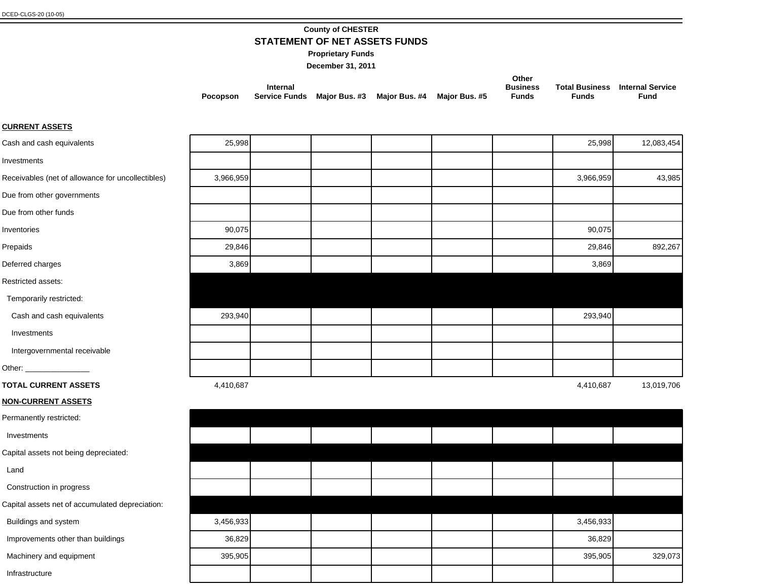DCED-CLGS-20 (10-05)

**County of CHESTER**

## STATEMENT OF NET ASSETS FUNDS

**Proprietary Funds**

**December 31, 2011**

| | Pocopson | Internal Service Funds | Major Bus. #3 | Major Bus. #4 | Major Bus. #5 | Other Business Funds | Total Business Funds | Internal Service Fund |
|---|---|---|---|---|---|---|---|---|
| **CURRENT ASSETS** | | | | | | | | |
| Cash and cash equivalents | 25,998 | | | | | | 25,998 | 12,083,454 |
| Investments | | | | | | | | |
| Receivables (net of allowance for uncollectibles) | 3,966,959 | | | | | | 3,966,959 | 43,985 |
| Due from other governments | | | | | | | | |
| Due from other funds | | | | | | | | |
| Inventories | 90,075 | | | | | | 90,075 | |
| Prepaids | 29,846 | | | | | | 29,846 | 892,267 |
| Deferred charges | 3,869 | | | | | | 3,869 | |
| Restricted assets: | | | | | | | | |
| Temporarily restricted: | | | | | | | | |
| Cash and cash equivalents | 293,940 | | | | | | 293,940 | |
| Investments | | | | | | | | |
| Intergovernmental receivable | | | | | | | | |
| Other: _______________ | | | | | | | | |
| **TOTAL CURRENT ASSETS** | 4,410,687 | | | | | | 4,410,687 | 13,019,706 |
| **NON-CURRENT ASSETS** | | | | | | | | |
| Permanently restricted: | | | | | | | | |
| Investments | | | | | | | | |
| Capital assets not being depreciated: | | | | | | | | |
| Land | | | | | | | | |
| Construction in progress | | | | | | | | |
| Capital assets net of accumulated depreciation: | | | | | | | | |
| Buildings and system | 3,456,933 | | | | | | 3,456,933 | |
| Improvements other than buildings | 36,829 | | | | | | 36,829 | |
| Machinery and equipment | 395,905 | | | | | | 395,905 | 329,073 |
| Infrastructure | | | | | | | | |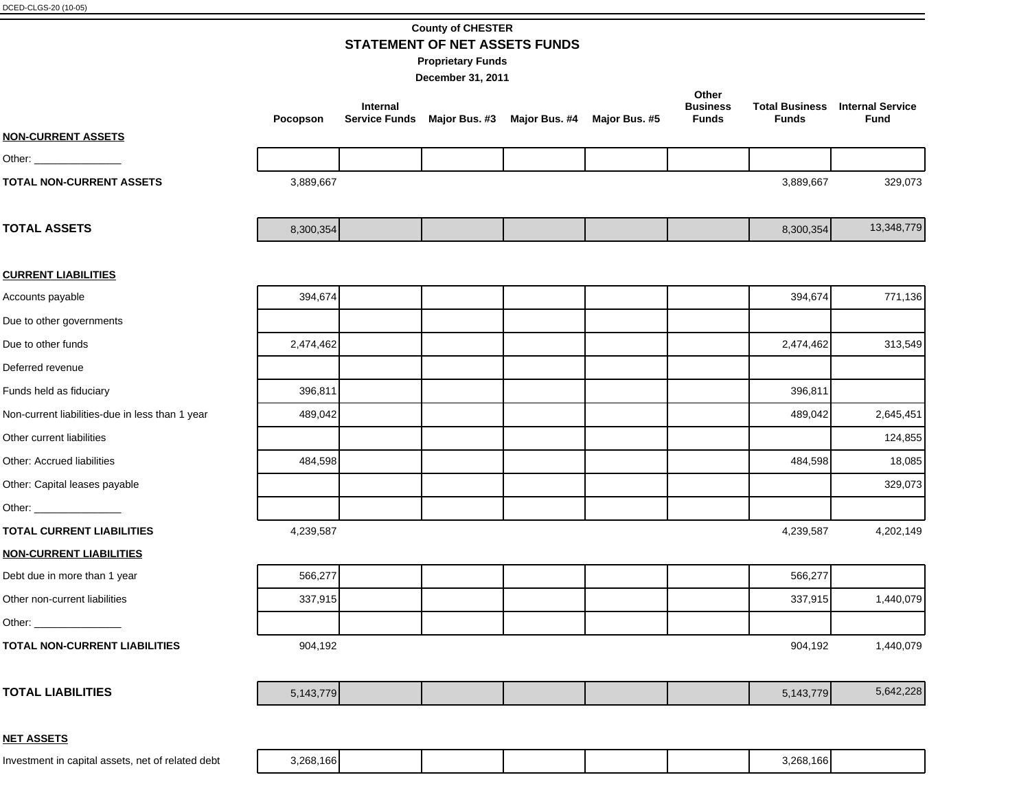DCED-CLGS-20 (10-05)

**County of CHESTER**

## STATEMENT OF NET ASSETS FUNDS

**Proprietary Funds**

**December 31, 2011**

| | Pocopson | Internal Service Funds | Major Bus. #3 | Major Bus. #4 | Major Bus. #5 | Other Business Funds | Total Business Funds | Internal Service Fund |
|---|---|---|---|---|---|---|---|---|
| **NON-CURRENT ASSETS** | | | | | | | | |
| Other: _______________ | | | | | | | | |
| **TOTAL NON-CURRENT ASSETS** | 3,889,667 | | | | | | 3,889,667 | 329,073 |
| **TOTAL ASSETS** | 8,300,354 | | | | | | 8,300,354 | 13,348,779 |
| **CURRENT LIABILITIES** | | | | | | | | |
| Accounts payable | 394,674 | | | | | | 394,674 | 771,136 |
| Due to other governments | | | | | | | | |
| Due to other funds | 2,474,462 | | | | | | 2,474,462 | 313,549 |
| Deferred revenue | | | | | | | | |
| Funds held as fiduciary | 396,811 | | | | | | 396,811 | |
| Non-current liabilities-due in less than 1 year | 489,042 | | | | | | 489,042 | 2,645,451 |
| Other current liabilities | | | | | | | | 124,855 |
| Other: Accrued liabilities | 484,598 | | | | | | 484,598 | 18,085 |
| Other: Capital leases payable | | | | | | | | 329,073 |
| Other: _______________ | | | | | | | | |
| **TOTAL CURRENT LIABILITIES** | 4,239,587 | | | | | | 4,239,587 | 4,202,149 |
| **NON-CURRENT LIABILITIES** | | | | | | | | |
| Debt due in more than 1 year | 566,277 | | | | | | 566,277 | |
| Other non-current liabilities | 337,915 | | | | | | 337,915 | 1,440,079 |
| Other: _______________ | | | | | | | | |
| **TOTAL NON-CURRENT LIABILITIES** | 904,192 | | | | | | 904,192 | 1,440,079 |
| **TOTAL LIABILITIES** | 5,143,779 | | | | | | 5,143,779 | 5,642,228 |
| **NET ASSETS** | | | | | | | | |
| Investment in capital assets, net of related debt | 3,268,166 | | | | | | 3,268,166 | |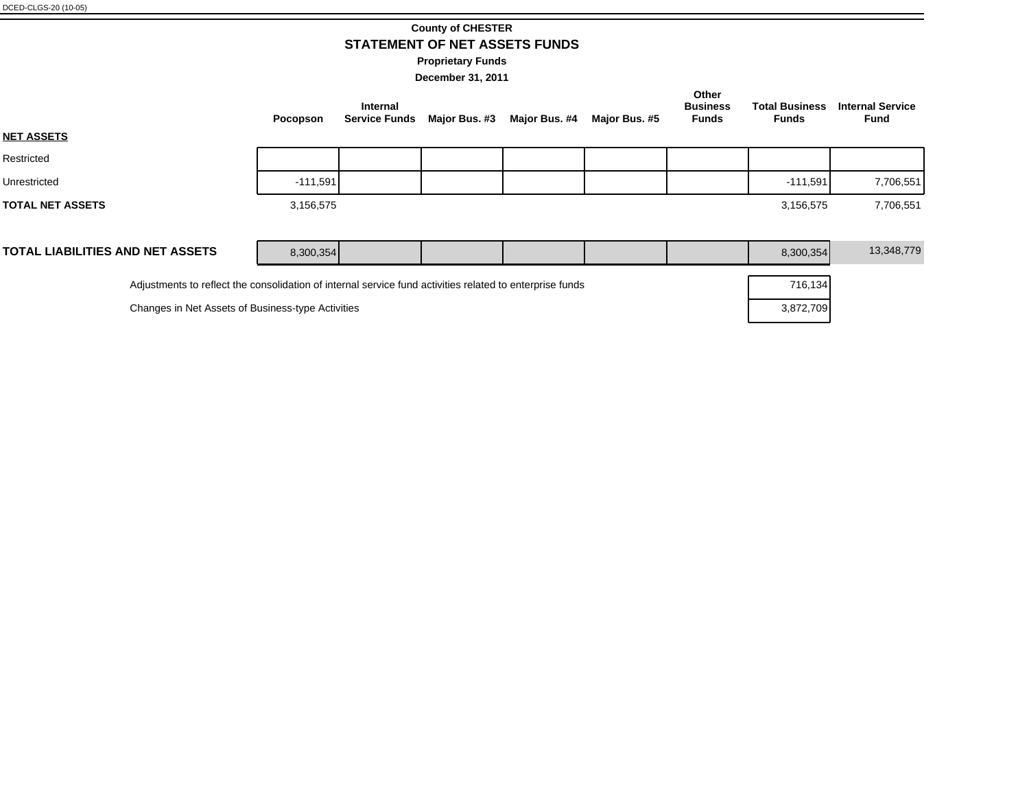DCED-CLGS-20 (10-05)

**County of CHESTER**

## STATEMENT OF NET ASSETS FUNDS

**Proprietary Funds**

**December 31, 2011**

| | Pocopson | Internal Service Funds | Major Bus. #3 | Major Bus. #4 | Major Bus. #5 | Other Business Funds | Total Business Funds | Internal Service Fund |
|---|---|---|---|---|---|---|---|---|
| **NET ASSETS** | | | | | | | | |
| Restricted | | | | | | | | |
| Unrestricted | -111,591 | | | | | | -111,591 | 7,706,551 |
| **TOTAL NET ASSETS** | 3,156,575 | | | | | | 3,156,575 | 7,706,551 |
| **TOTAL LIABILITIES AND NET ASSETS** | 8,300,354 | | | | | | 8,300,354 | 13,348,779 |

| | |
|---|---|
| Adjustments to reflect the consolidation of internal service fund activities related to enterprise funds | 716,134 |
| Changes in Net Assets of Business-type Activities | 3,872,709 |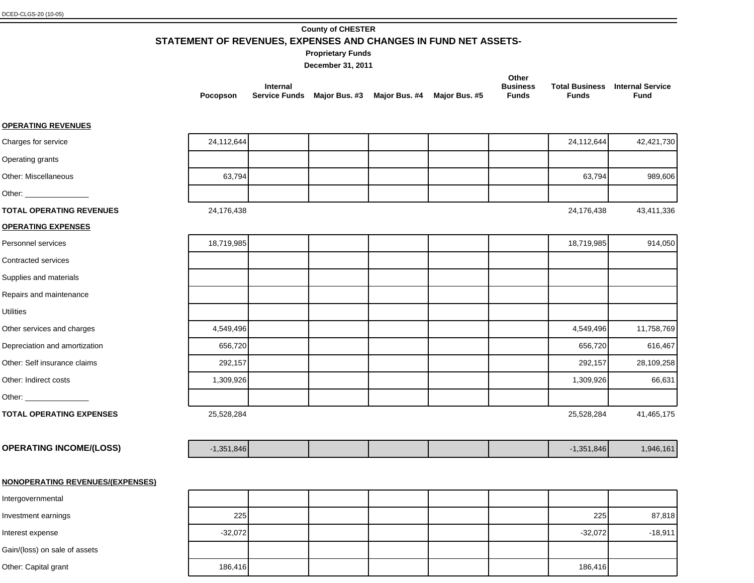DCED-CLGS-20 (10-05)

**County of CHESTER**

## STATEMENT OF REVENUES, EXPENSES AND CHANGES IN FUND NET ASSETS-

**Proprietary Funds**

**December 31, 2011**

| | Pocopson | Internal Service Funds | Major Bus. #3 | Major Bus. #4 | Major Bus. #5 | Other Business Funds | Total Business Funds | Internal Service Fund |
|---|---|---|---|---|---|---|---|---|
| **OPERATING REVENUES** | | | | | | | | |
| Charges for service | 24,112,644 | | | | | | 24,112,644 | 42,421,730 |
| Operating grants | | | | | | | | |
| Other: Miscellaneous | 63,794 | | | | | | 63,794 | 989,606 |
| Other: _______________ | | | | | | | | |
| **TOTAL OPERATING REVENUES** | 24,176,438 | | | | | | 24,176,438 | 43,411,336 |
| **OPERATING EXPENSES** | | | | | | | | |
| Personnel services | 18,719,985 | | | | | | 18,719,985 | 914,050 |
| Contracted services | | | | | | | | |
| Supplies and materials | | | | | | | | |
| Repairs and maintenance | | | | | | | | |
| Utilities | | | | | | | | |
| Other services and charges | 4,549,496 | | | | | | 4,549,496 | 11,758,769 |
| Depreciation and amortization | 656,720 | | | | | | 656,720 | 616,467 |
| Other: Self insurance claims | 292,157 | | | | | | 292,157 | 28,109,258 |
| Other: Indirect costs | 1,309,926 | | | | | | 1,309,926 | 66,631 |
| Other: _______________ | | | | | | | | |
| **TOTAL OPERATING EXPENSES** | 25,528,284 | | | | | | 25,528,284 | 41,465,175 |
| **OPERATING INCOME/(LOSS)** | -1,351,846 | | | | | | -1,351,846 | 1,946,161 |
| **NONOPERATING REVENUES/(EXPENSES)** | | | | | | | | |
| Intergovernmental | | | | | | | | |
| Investment earnings | 225 | | | | | | 225 | 87,818 |
| Interest expense | -32,072 | | | | | | -32,072 | -18,911 |
| Gain/(loss) on sale of assets | | | | | | | | |
| Other: Capital grant | 186,416 | | | | | | 186,416 | |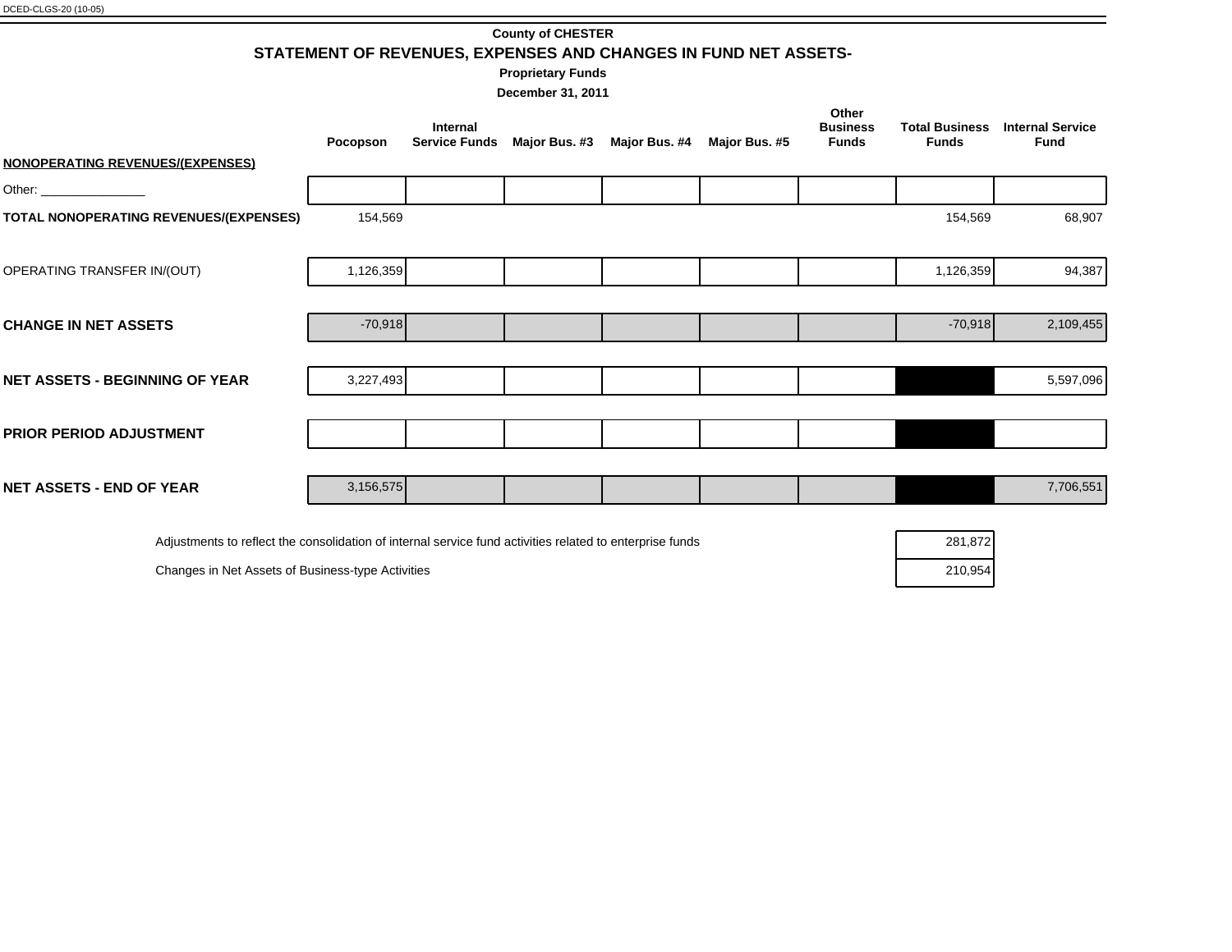**County of CHESTER**

**STATEMENT OF REVENUES, EXPENSES AND CHANGES IN FUND NET ASSETS-**

**Proprietary Funds**

**December 31, 2011**

| | Pocopson | Internal Service Funds | Major Bus. #3 | Major Bus. #4 | Major Bus. #5 | Other Business Funds | Total Business Funds | Internal Service Fund |
|---|---|---|---|---|---|---|---|---|
| **NONOPERATING REVENUES/(EXPENSES)** | | | | | | | | |
| Other: _______________ | | | | | | | | |
| **TOTAL NONOPERATING REVENUES/(EXPENSES)** | 154,569 | | | | | | 154,569 | 68,907 |
| OPERATING TRANSFER IN/(OUT) | 1,126,359 | | | | | | 1,126,359 | 94,387 |
| **CHANGE IN NET ASSETS** | -70,918 | | | | | | -70,918 | 2,109,455 |
| **NET ASSETS - BEGINNING OF YEAR** | 3,227,493 | | | | | | | 5,597,096 |
| **PRIOR PERIOD ADJUSTMENT** | | | | | | | | |
| **NET ASSETS - END OF YEAR** | 3,156,575 | | | | | | | 7,706,551 |

| | |
|---|---|
| Adjustments to reflect the consolidation of internal service fund activities related to enterprise funds | 281,872 |
| Changes in Net Assets of Business-type Activities | 210,954 |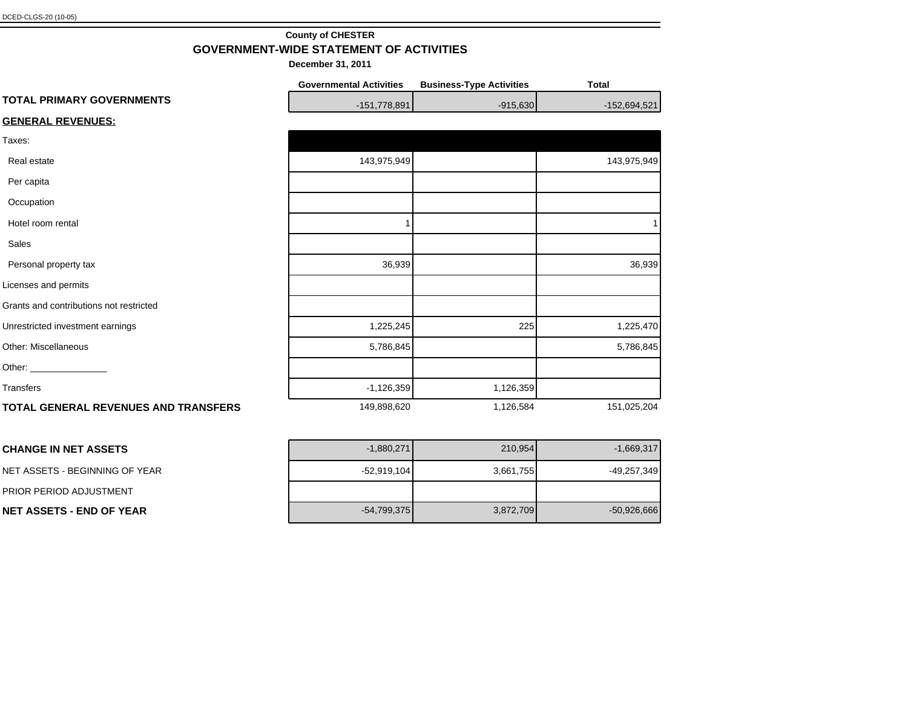DCED-CLGS-20 (10-05)

**County of CHESTER**

## GOVERNMENT-WIDE STATEMENT OF ACTIVITIES

**December 31, 2011**

| | Governmental Activities | Business-Type Activities | Total |
|---|---|---|---|
| **TOTAL PRIMARY GOVERNMENTS** | -151,778,891 | -915,630 | -152,694,521 |
| **GENERAL REVENUES:** | | | |
| Taxes: | | | |
| Real estate | 143,975,949 | | 143,975,949 |
| Per capita | | | |
| Occupation | | | |
| Hotel room rental | 1 | | 1 |
| Sales | | | |
| Personal property tax | 36,939 | | 36,939 |
| Licenses and permits | | | |
| Grants and contributions not restricted | | | |
| Unrestricted investment earnings | 1,225,245 | 225 | 1,225,470 |
| Other: Miscellaneous | 5,786,845 | | 5,786,845 |
| Other: _______________ | | | |
| Transfers | -1,126,359 | 1,126,359 | |
| **TOTAL GENERAL REVENUES AND TRANSFERS** | 149,898,620 | 1,126,584 | 151,025,204 |
| **CHANGE IN NET ASSETS** | -1,880,271 | 210,954 | -1,669,317 |
| NET ASSETS - BEGINNING OF YEAR | -52,919,104 | 3,661,755 | -49,257,349 |
| PRIOR PERIOD ADJUSTMENT | | | |
| **NET ASSETS - END OF YEAR** | -54,799,375 | 3,872,709 | -50,926,666 |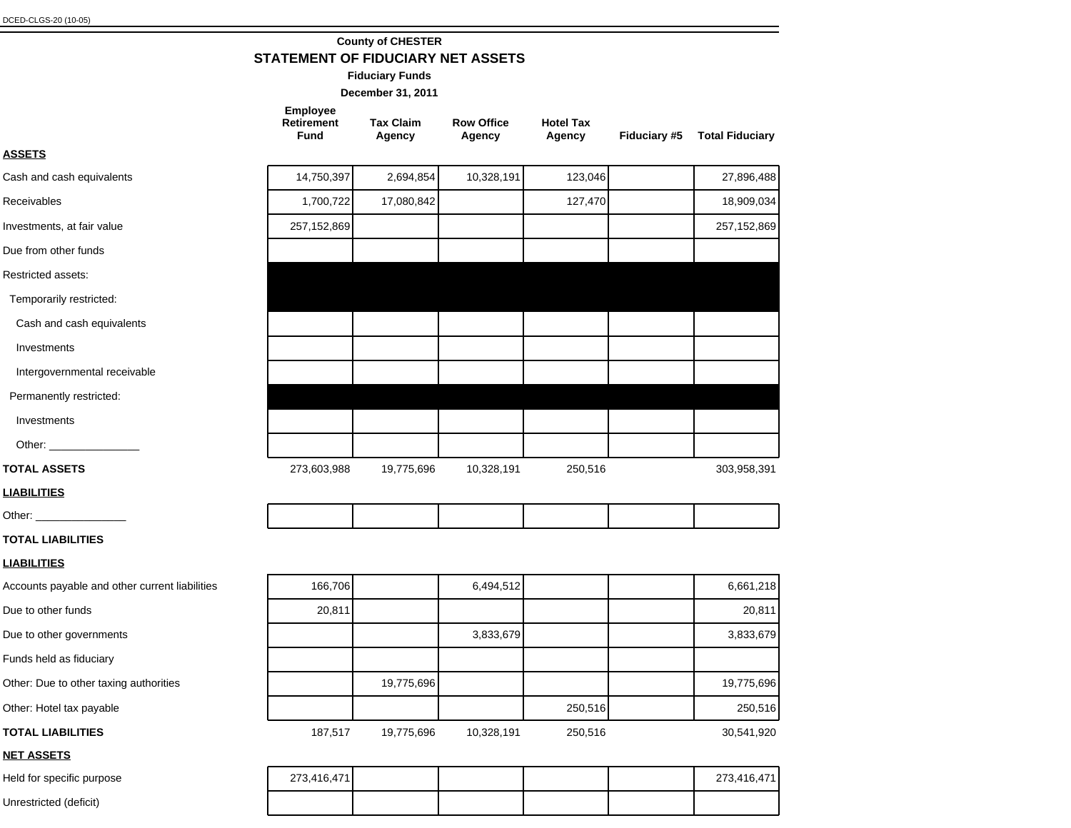DCED-CLGS-20 (10-05)

**County of CHESTER**

## STATEMENT OF FIDUCIARY NET ASSETS

**Fiduciary Funds**

**December 31, 2011**

| | Employee Retirement Fund | Tax Claim Agency | Row Office Agency | Hotel Tax Agency | Fiduciary #5 | Total Fiduciary |
|---|---|---|---|---|---|---|
| **ASSETS** | | | | | | |
| Cash and cash equivalents | 14,750,397 | 2,694,854 | 10,328,191 | 123,046 | | 27,896,488 |
| Receivables | 1,700,722 | 17,080,842 | | 127,470 | | 18,909,034 |
| Investments, at fair value | 257,152,869 | | | | | 257,152,869 |
| Due from other funds | | | | | | |
| Restricted assets: | | | | | | |
| Temporarily restricted: | | | | | | |
| Cash and cash equivalents | | | | | | |
| Investments | | | | | | |
| Intergovernmental receivable | | | | | | |
| Permanently restricted: | | | | | | |
| Investments | | | | | | |
| Other: _______________ | | | | | | |
| **TOTAL ASSETS** | 273,603,988 | 19,775,696 | 10,328,191 | 250,516 | | 303,958,391 |
| **LIABILITIES** | | | | | | |
| Other: _______________ | | | | | | |
| **TOTAL LIABILITIES** | | | | | | |
| **LIABILITIES** | | | | | | |
| Accounts payable and other current liabilities | 166,706 | | 6,494,512 | | | 6,661,218 |
| Due to other funds | 20,811 | | | | | 20,811 |
| Due to other governments | | | 3,833,679 | | | 3,833,679 |
| Funds held as fiduciary | | | | | | |
| Other: Due to other taxing authorities | | 19,775,696 | | | | 19,775,696 |
| Other: Hotel tax payable | | | | 250,516 | | 250,516 |
| **TOTAL LIABILITIES** | 187,517 | 19,775,696 | 10,328,191 | 250,516 | | 30,541,920 |
| **NET ASSETS** | | | | | | |
| Held for specific purpose | 273,416,471 | | | | | 273,416,471 |
| Unrestricted (deficit) | | | | | | |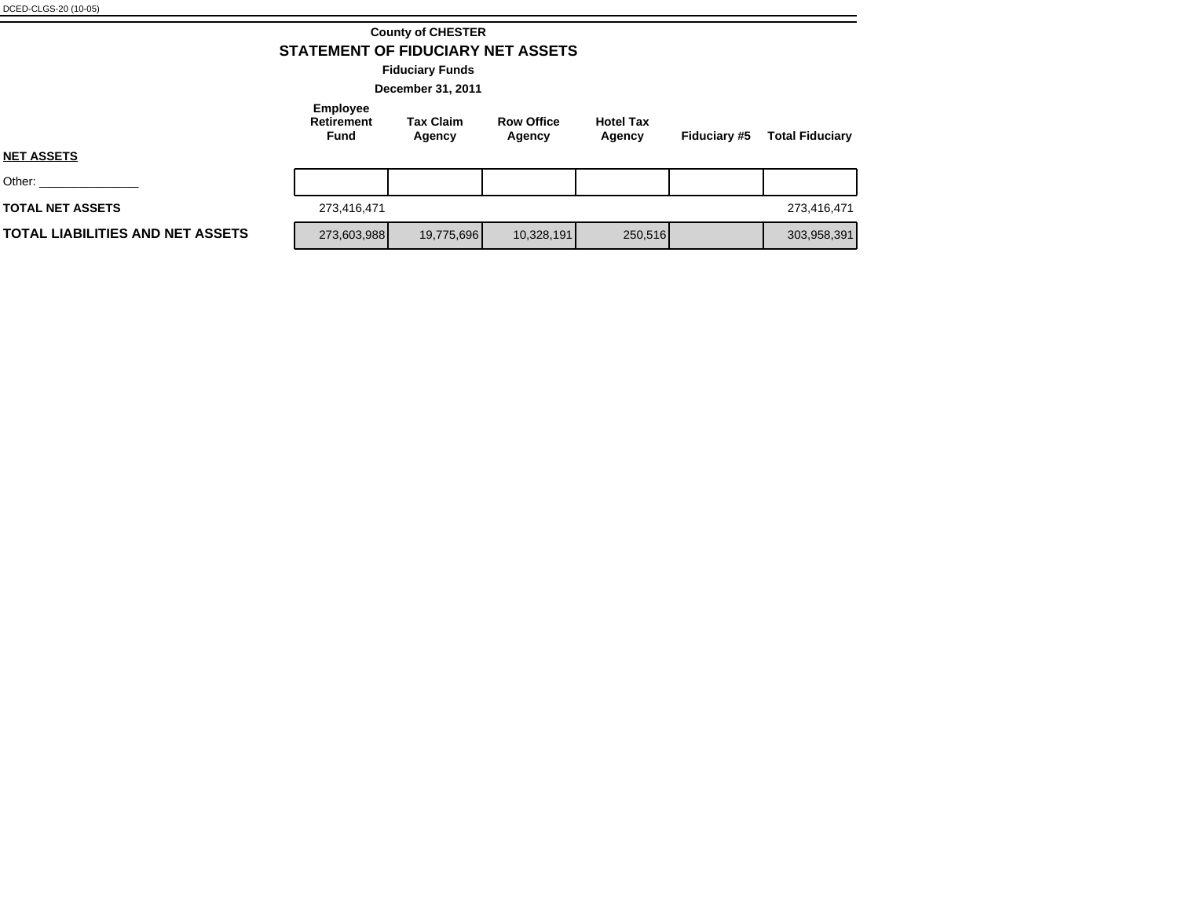DCED-CLGS-20 (10-05)

**County of CHESTER**

## STATEMENT OF FIDUCIARY NET ASSETS

**Fiduciary Funds**

**December 31, 2011**

| | Employee Retirement Fund | Tax Claim Agency | Row Office Agency | Hotel Tax Agency | Fiduciary #5 | Total Fiduciary |
|---|---|---|---|---|---|---|
| **NET ASSETS** | | | | | | |
| Other: _______________ | | | | | | |
| **TOTAL NET ASSETS** | 273,416,471 | | | | | 273,416,471 |
| **TOTAL LIABILITIES AND NET ASSETS** | 273,603,988 | 19,775,696 | 10,328,191 | 250,516 | | 303,958,391 |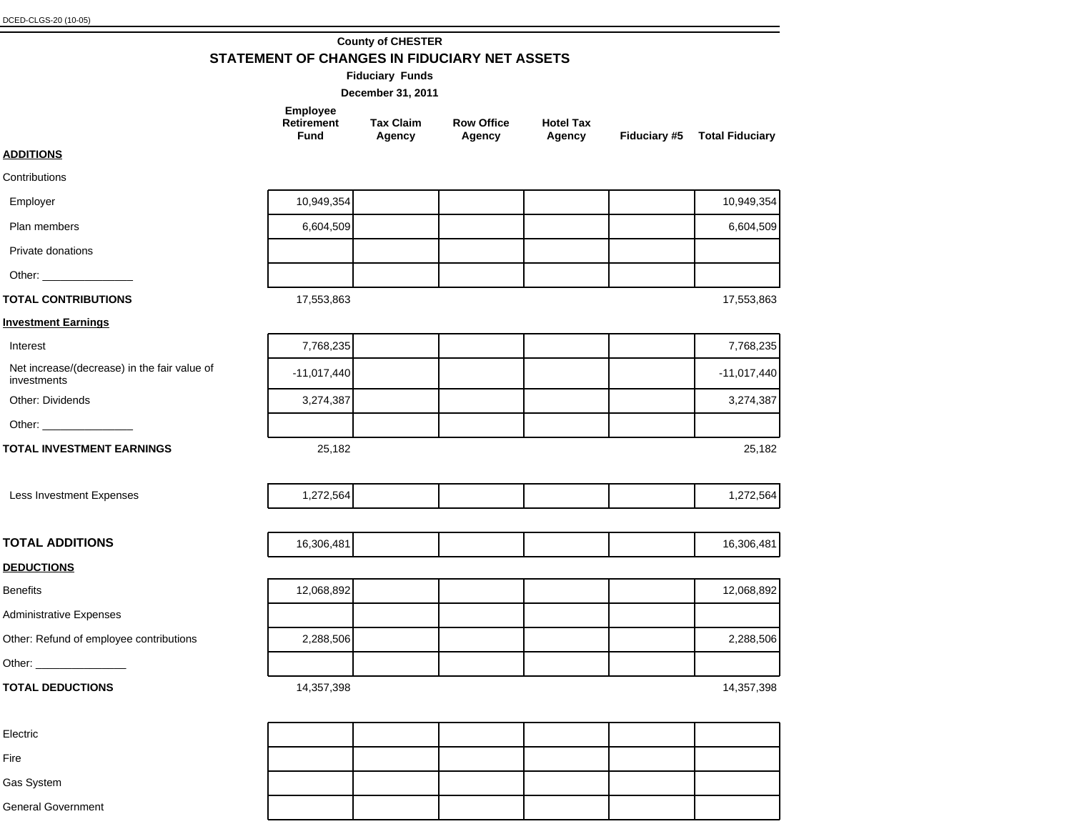DCED-CLGS-20 (10-05)

**County of CHESTER**

## STATEMENT OF CHANGES IN FIDUCIARY NET ASSETS

**Fiduciary Funds**

**December 31, 2011**

| | Employee Retirement Fund | Tax Claim Agency | Row Office Agency | Hotel Tax Agency | Fiduciary #5 | Total Fiduciary |
|---|---|---|---|---|---|---|
| **ADDITIONS** | | | | | | |
| Contributions | | | | | | |
| Employer | 10,949,354 | | | | | 10,949,354 |
| Plan members | 6,604,509 | | | | | 6,604,509 |
| Private donations | | | | | | |
| Other: _______________ | | | | | | |
| **TOTAL CONTRIBUTIONS** | 17,553,863 | | | | | 17,553,863 |
| **Investment Earnings** | | | | | | |
| Interest | 7,768,235 | | | | | 7,768,235 |
| Net increase/(decrease) in the fair value of investments | -11,017,440 | | | | | -11,017,440 |
| Other: Dividends | 3,274,387 | | | | | 3,274,387 |
| Other: _______________ | | | | | | |
| **TOTAL INVESTMENT EARNINGS** | 25,182 | | | | | 25,182 |
| Less Investment Expenses | 1,272,564 | | | | | 1,272,564 |
| **TOTAL ADDITIONS** | 16,306,481 | | | | | 16,306,481 |
| **DEDUCTIONS** | | | | | | |
| Benefits | 12,068,892 | | | | | 12,068,892 |
| Administrative Expenses | | | | | | |
| Other: Refund of employee contributions | 2,288,506 | | | | | 2,288,506 |
| Other: _______________ | | | | | | |
| **TOTAL DEDUCTIONS** | 14,357,398 | | | | | 14,357,398 |
| Electric | | | | | | |
| Fire | | | | | | |
| Gas System | | | | | | |
| General Government | | | | | | |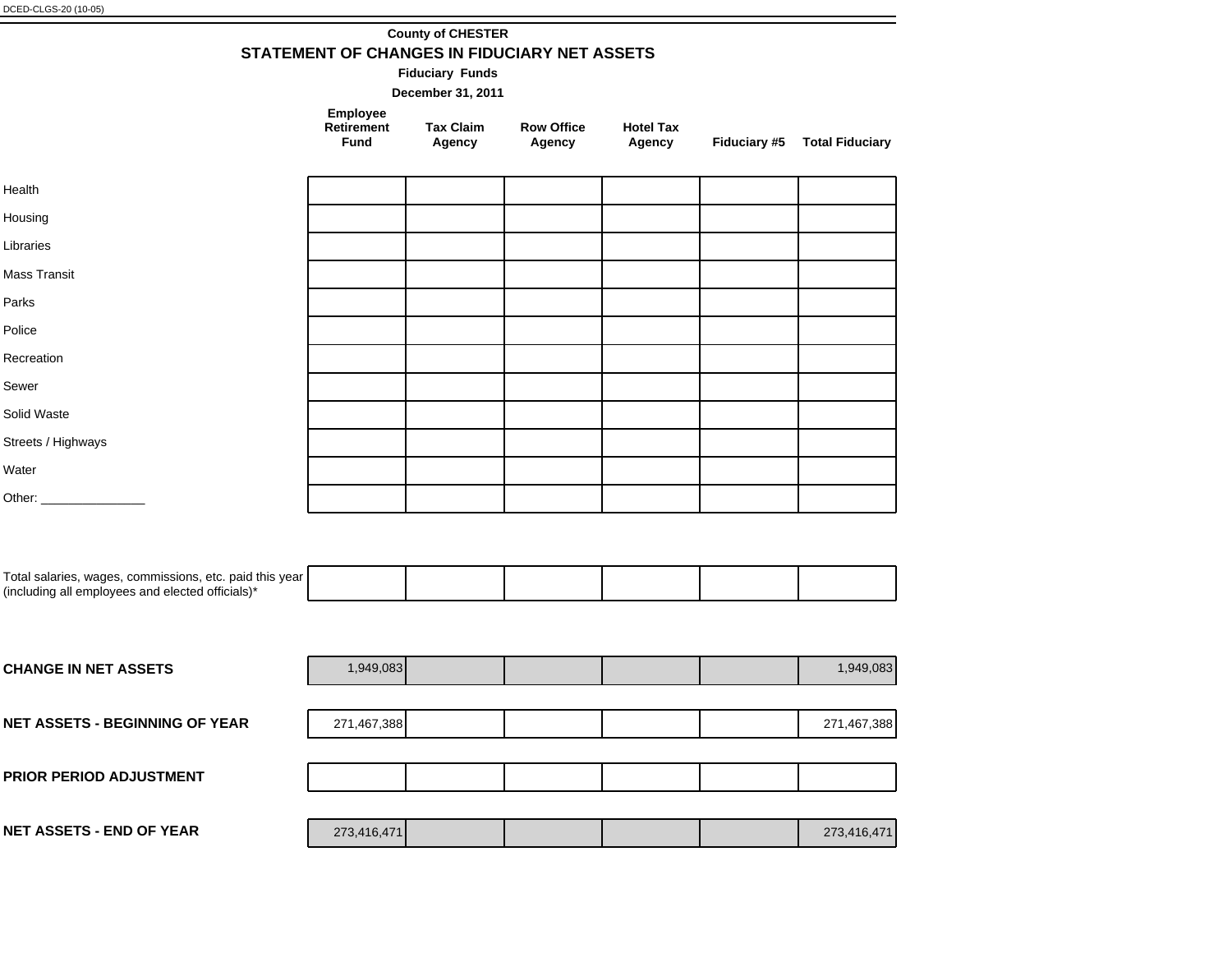DCED-CLGS-20 (10-05)

**County of CHESTER**

## STATEMENT OF CHANGES IN FIDUCIARY NET ASSETS

**Fiduciary Funds**

**December 31, 2011**

| | Employee Retirement Fund | Tax Claim Agency | Row Office Agency | Hotel Tax Agency | Fiduciary #5 | Total Fiduciary |
|---|---|---|---|---|---|---|
| Health | | | | | | |
| Housing | | | | | | |
| Libraries | | | | | | |
| Mass Transit | | | | | | |
| Parks | | | | | | |
| Police | | | | | | |
| Recreation | | | | | | |
| Sewer | | | | | | |
| Solid Waste | | | | | | |
| Streets / Highways | | | | | | |
| Water | | | | | | |
| Other: _______________ | | | | | | |
| Total salaries, wages, commissions, etc. paid this year (including all employees and elected officials)* | | | | | | |
| **CHANGE IN NET ASSETS** | 1,949,083 | | | | | 1,949,083 |
| **NET ASSETS - BEGINNING OF YEAR** | 271,467,388 | | | | | 271,467,388 |
| **PRIOR PERIOD ADJUSTMENT** | | | | | | |
| **NET ASSETS - END OF YEAR** | 273,416,471 | | | | | 273,416,471 |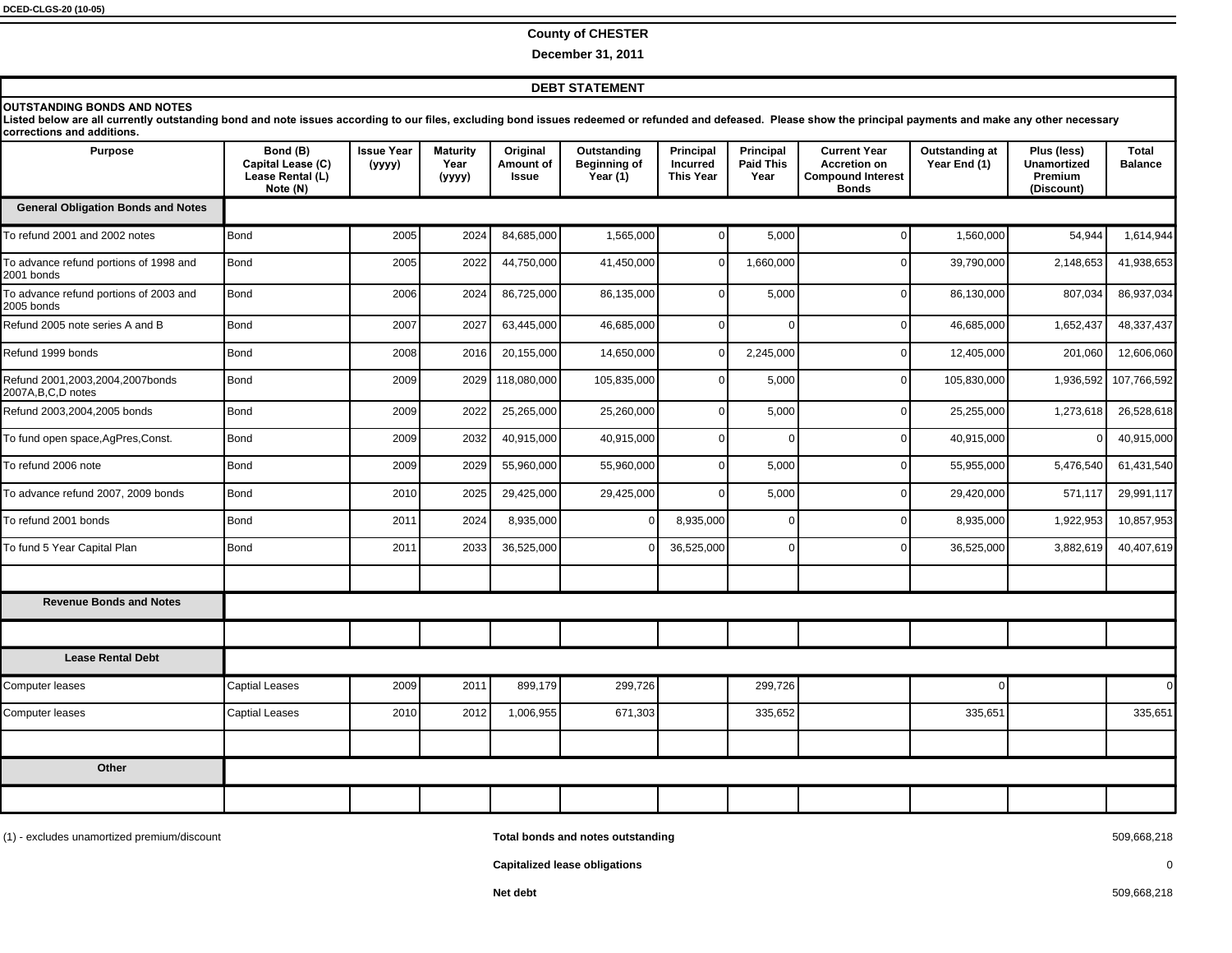DCED-CLGS-20 (10-05)

**County of CHESTER**

**December 31, 2011**

## DEBT STATEMENT

**OUTSTANDING BONDS AND NOTES**
**Listed below are all currently outstanding bond and note issues according to our files, excluding bond issues redeemed or refunded and defeased. Please show the principal payments and make any other necessary corrections and additions.**

| Purpose | Bond (B) Capital Lease (C) Lease Rental (L) Note (N) | Issue Year (yyyy) | Maturity Year (yyyy) | Original Amount of Issue | Outstanding Beginning of Year (1) | Principal Incurred This Year | Principal Paid This Year | Current Year Accretion on Compound Interest Bonds | Outstanding at Year End (1) | Plus (less) Unamortized Premium (Discount) | Total Balance |
|---|---|---|---|---|---|---|---|---|---|---|---|
| **General Obligation Bonds and Notes** | | | | | | | | | | | |
| To refund 2001 and 2002 notes | Bond | 2005 | 2024 | 84,685,000 | 1,565,000 | 0 | 5,000 | 0 | 1,560,000 | 54,944 | 1,614,944 |
| To advance refund portions of 1998 and 2001 bonds | Bond | 2005 | 2022 | 44,750,000 | 41,450,000 | 0 | 1,660,000 | 0 | 39,790,000 | 2,148,653 | 41,938,653 |
| To advance refund portions of 2003 and 2005 bonds | Bond | 2006 | 2024 | 86,725,000 | 86,135,000 | 0 | 5,000 | 0 | 86,130,000 | 807,034 | 86,937,034 |
| Refund 2005 note series A and B | Bond | 2007 | 2027 | 63,445,000 | 46,685,000 | 0 | 0 | 0 | 46,685,000 | 1,652,437 | 48,337,437 |
| Refund 1999 bonds | Bond | 2008 | 2016 | 20,155,000 | 14,650,000 | 0 | 2,245,000 | 0 | 12,405,000 | 201,060 | 12,606,060 |
| Refund 2001,2003,2004,2007bonds 2007A,B,C,D notes | Bond | 2009 | 2029 | 118,080,000 | 105,835,000 | 0 | 5,000 | 0 | 105,830,000 | 1,936,592 | 107,766,592 |
| Refund 2003,2004,2005 bonds | Bond | 2009 | 2022 | 25,265,000 | 25,260,000 | 0 | 5,000 | 0 | 25,255,000 | 1,273,618 | 26,528,618 |
| To fund open space,AgPres,Const. | Bond | 2009 | 2032 | 40,915,000 | 40,915,000 | 0 | 0 | 0 | 40,915,000 | 0 | 40,915,000 |
| To refund 2006 note | Bond | 2009 | 2029 | 55,960,000 | 55,960,000 | 0 | 5,000 | 0 | 55,955,000 | 5,476,540 | 61,431,540 |
| To advance refund 2007, 2009 bonds | Bond | 2010 | 2025 | 29,425,000 | 29,425,000 | 0 | 5,000 | 0 | 29,420,000 | 571,117 | 29,991,117 |
| To refund 2001 bonds | Bond | 2011 | 2024 | 8,935,000 | 0 | 8,935,000 | 0 | 0 | 8,935,000 | 1,922,953 | 10,857,953 |
| To fund 5 Year Capital Plan | Bond | 2011 | 2033 | 36,525,000 | 0 | 36,525,000 | 0 | 0 | 36,525,000 | 3,882,619 | 40,407,619 |
| | | | | | | | | | | | |
| **Revenue Bonds and Notes** | | | | | | | | | | | |
| | | | | | | | | | | | |
| **Lease Rental Debt** | | | | | | | | | | | |
| Computer leases | Captial Leases | 2009 | 2011 | 899,179 | 299,726 | | 299,726 | | 0 | | 0 |
| Computer leases | Captial Leases | 2010 | 2012 | 1,006,955 | 671,303 | | 335,652 | | 335,651 | | 335,651 |
| | | | | | | | | | | | |
| **Other** | | | | | | | | | | | |
| | | | | | | | | | | | |

(1) - excludes unamortized premium/discount

| | |
|---|---|
| **Total bonds and notes outstanding** | 509,668,218 |
| **Capitalized lease obligations** | 0 |
| **Net debt** | 509,668,218 |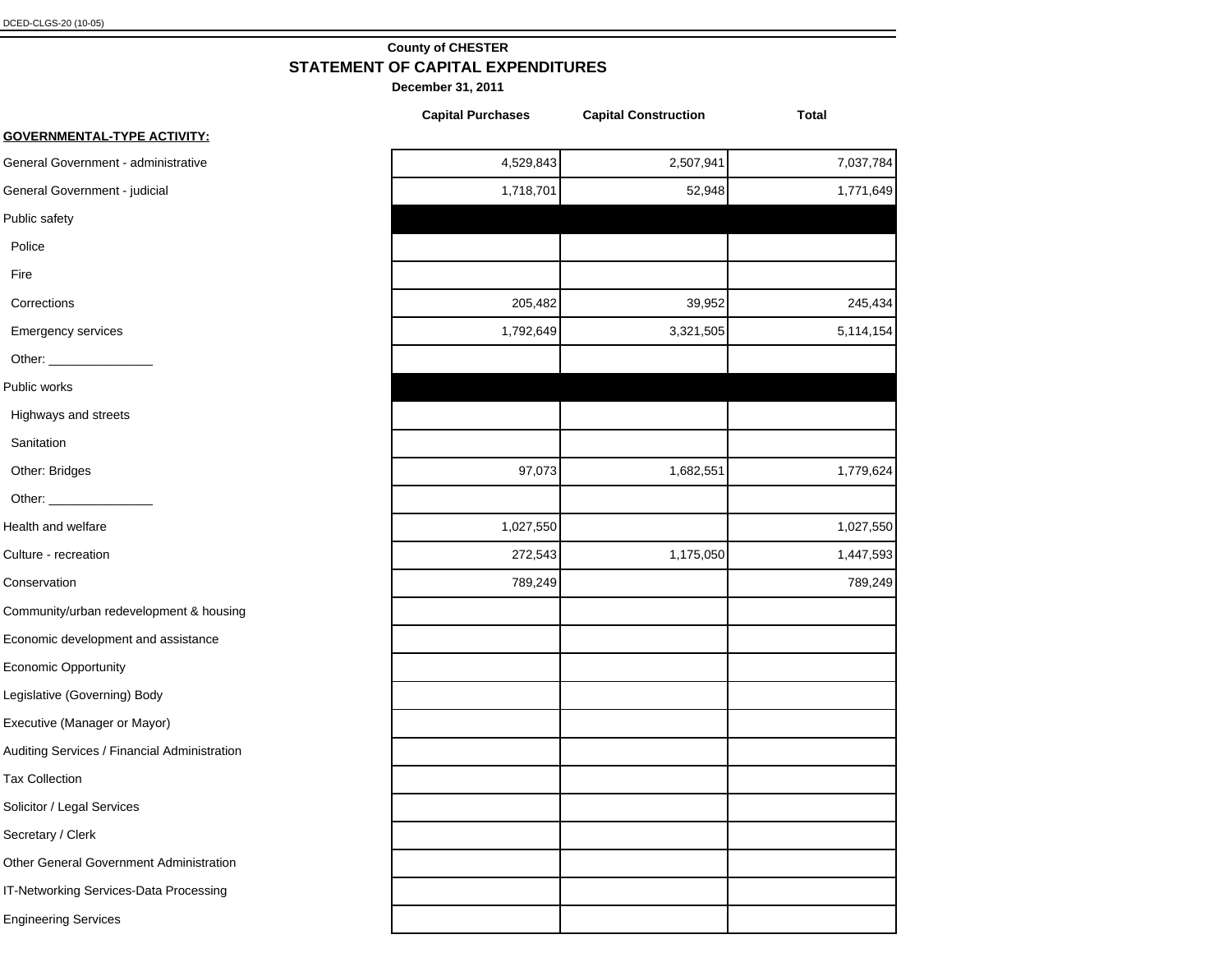DCED-CLGS-20 (10-05)

**County of CHESTER**

## STATEMENT OF CAPITAL EXPENDITURES

**December 31, 2011**

| | Capital Purchases | Capital Construction | Total |
|---|---|---|---|
| **GOVERNMENTAL-TYPE ACTIVITY:** | | | |
| General Government - administrative | 4,529,843 | 2,507,941 | 7,037,784 |
| General Government - judicial | 1,718,701 | 52,948 | 1,771,649 |
| Public safety | | | |
| Police | | | |
| Fire | | | |
| Corrections | 205,482 | 39,952 | 245,434 |
| Emergency services | 1,792,649 | 3,321,505 | 5,114,154 |
| Other: _______________ | | | |
| Public works | | | |
| Highways and streets | | | |
| Sanitation | | | |
| Other: Bridges | 97,073 | 1,682,551 | 1,779,624 |
| Other: _______________ | | | |
| Health and welfare | 1,027,550 | | 1,027,550 |
| Culture - recreation | 272,543 | 1,175,050 | 1,447,593 |
| Conservation | 789,249 | | 789,249 |
| Community/urban redevelopment & housing | | | |
| Economic development and assistance | | | |
| Economic Opportunity | | | |
| Legislative (Governing) Body | | | |
| Executive (Manager or Mayor) | | | |
| Auditing Services / Financial Administration | | | |
| Tax Collection | | | |
| Solicitor / Legal Services | | | |
| Secretary / Clerk | | | |
| Other General Government Administration | | | |
| IT-Networking Services-Data Processing | | | |
| Engineering Services | | | |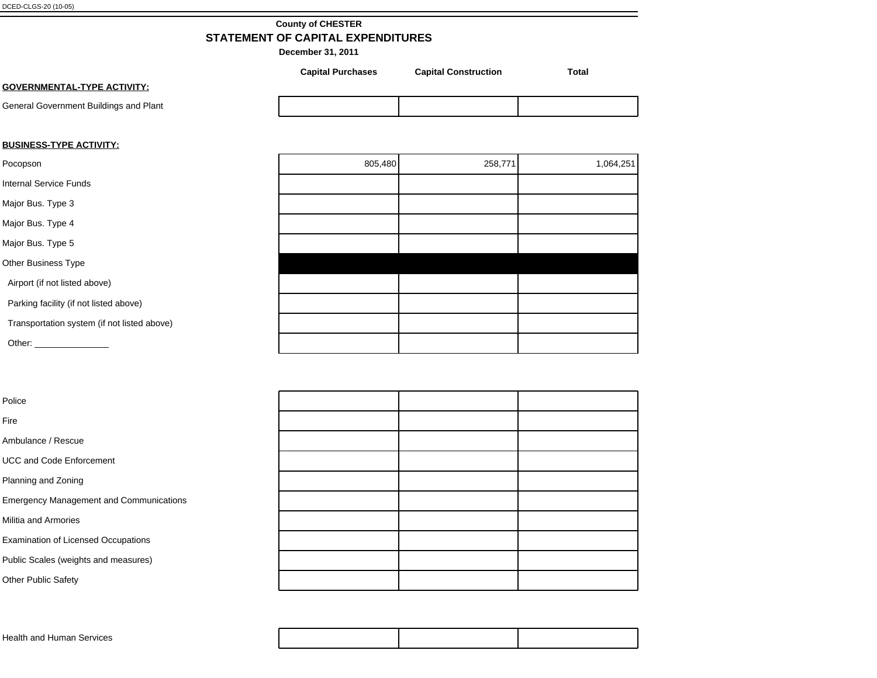DCED-CLGS-20 (10-05)

**County of CHESTER**

## STATEMENT OF CAPITAL EXPENDITURES

**December 31, 2011**

| | Capital Purchases | Capital Construction | Total |
|---|---|---|---|
| **GOVERNMENTAL-TYPE ACTIVITY:** | | | |
| General Government Buildings and Plant | | | |
| | | | |
| **BUSINESS-TYPE ACTIVITY:** | | | |
| Pocopson | 805,480 | 258,771 | 1,064,251 |
| Internal Service Funds | | | |
| Major Bus. Type 3 | | | |
| Major Bus. Type 4 | | | |
| Major Bus. Type 5 | | | |
| Other Business Type | | | |
| Airport (if not listed above) | | | |
| Parking facility (if not listed above) | | | |
| Transportation system (if not listed above) | | | |
| Other: ______________ | | | |
| | | | |
| Police | | | |
| Fire | | | |
| Ambulance / Rescue | | | |
| UCC and Code Enforcement | | | |
| Planning and Zoning | | | |
| Emergency Management and Communications | | | |
| Militia and Armories | | | |
| Examination of Licensed Occupations | | | |
| Public Scales (weights and measures) | | | |
| Other Public Safety | | | |
| | | | |
| Health and Human Services | | | |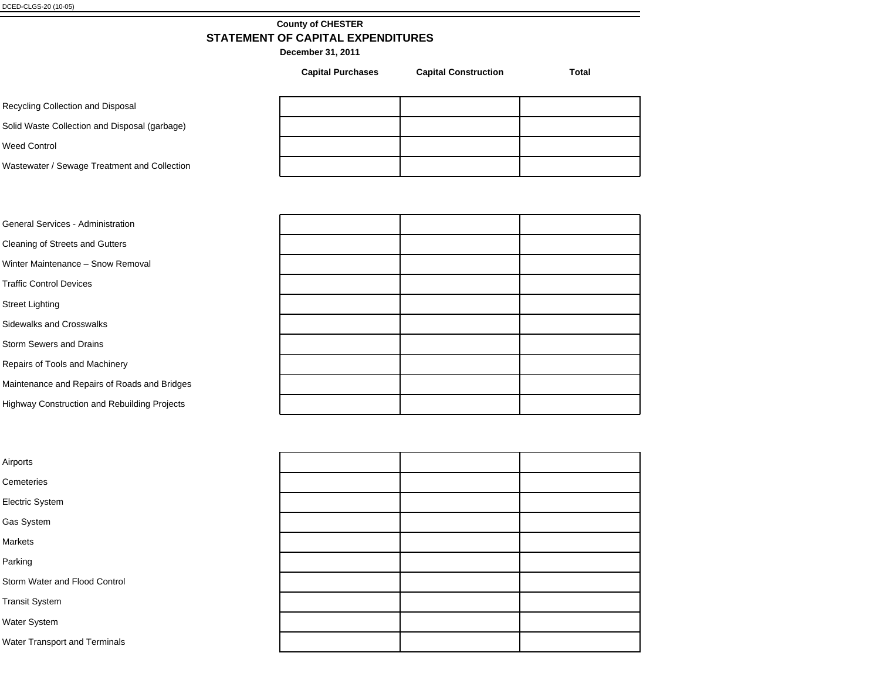DCED-CLGS-20 (10-05)

**County of CHESTER**

## STATEMENT OF CAPITAL EXPENDITURES

**December 31, 2011**

| | Capital Purchases | Capital Construction | Total |
|---|---|---|---|
| Recycling Collection and Disposal | | | |
| Solid Waste Collection and Disposal (garbage) | | | |
| Weed Control | | | |
| Wastewater / Sewage Treatment and Collection | | | |
| | | | |
| General Services - Administration | | | |
| Cleaning of Streets and Gutters | | | |
| Winter Maintenance – Snow Removal | | | |
| Traffic Control Devices | | | |
| Street Lighting | | | |
| Sidewalks and Crosswalks | | | |
| Storm Sewers and Drains | | | |
| Repairs of Tools and Machinery | | | |
| Maintenance and Repairs of Roads and Bridges | | | |
| Highway Construction and Rebuilding Projects | | | |
| | | | |
| Airports | | | |
| Cemeteries | | | |
| Electric System | | | |
| Gas System | | | |
| Markets | | | |
| Parking | | | |
| Storm Water and Flood Control | | | |
| Transit System | | | |
| Water System | | | |
| Water Transport and Terminals | | | |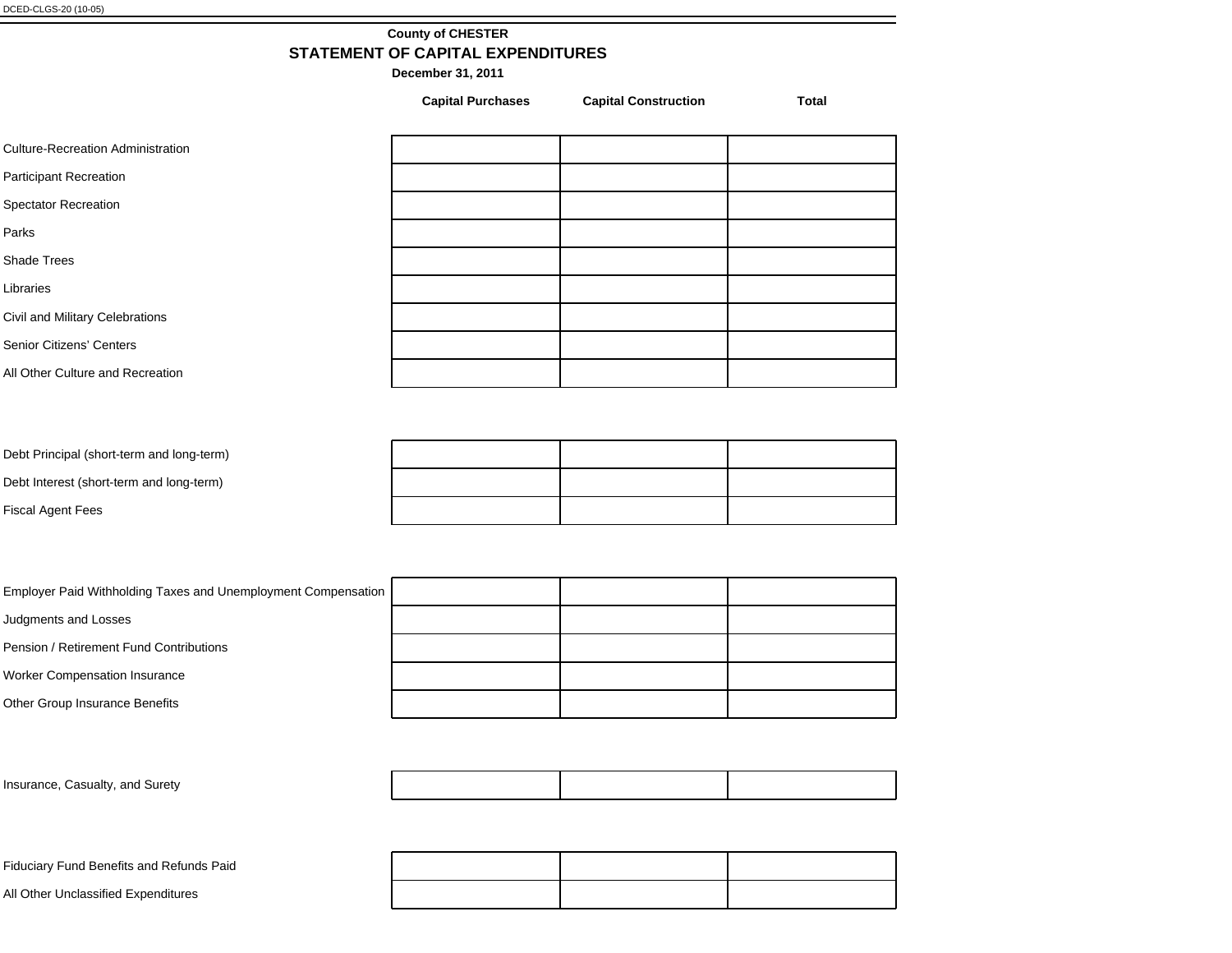DCED-CLGS-20 (10-05)

**County of CHESTER**

## STATEMENT OF CAPITAL EXPENDITURES

**December 31, 2011**

| | Capital Purchases | Capital Construction | Total |
|---|---|---|---|
| Culture-Recreation Administration | | | |
| Participant Recreation | | | |
| Spectator Recreation | | | |
| Parks | | | |
| Shade Trees | | | |
| Libraries | | | |
| Civil and Military Celebrations | | | |
| Senior Citizens' Centers | | | |
| All Other Culture and Recreation | | | |
| Debt Principal (short-term and long-term) | | | |
| Debt Interest (short-term and long-term) | | | |
| Fiscal Agent Fees | | | |
| Employer Paid Withholding Taxes and Unemployment Compensation | | | |
| Judgments and Losses | | | |
| Pension / Retirement Fund Contributions | | | |
| Worker Compensation Insurance | | | |
| Other Group Insurance Benefits | | | |
| Insurance, Casualty, and Surety | | | |
| Fiduciary Fund Benefits and Refunds Paid | | | |
| All Other Unclassified Expenditures | | | |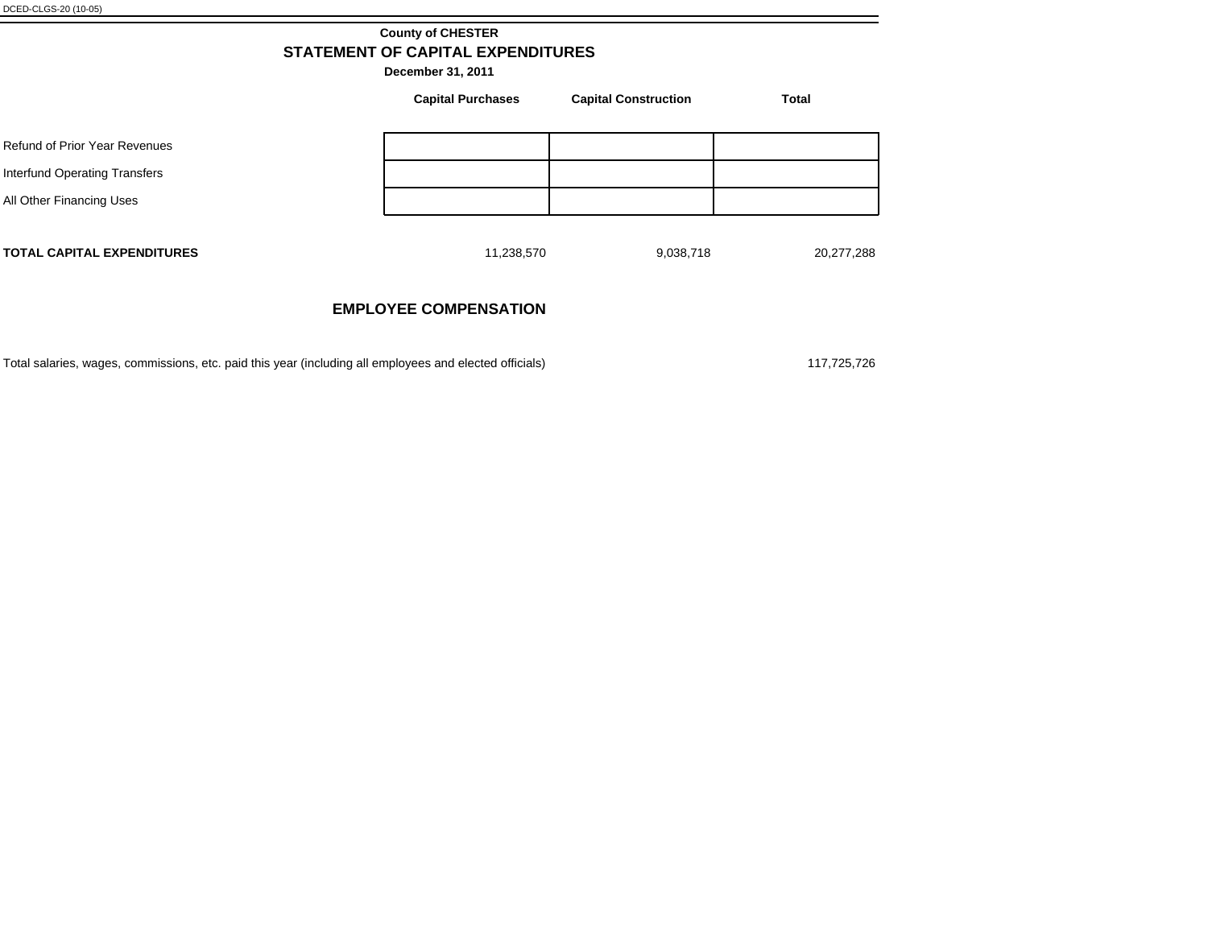DCED-CLGS-20 (10-05)

**County of CHESTER**

## STATEMENT OF CAPITAL EXPENDITURES

**December 31, 2011**

| | Capital Purchases | Capital Construction | Total |
|---|---|---|---|
| Refund of Prior Year Revenues | | | |
| Interfund Operating Transfers | | | |
| All Other Financing Uses | | | |
| **TOTAL CAPITAL EXPENDITURES** | 11,238,570 | 9,038,718 | 20,277,288 |

## EMPLOYEE COMPENSATION

| | |
|---|---|
| Total salaries, wages, commissions, etc. paid this year (including all employees and elected officials) | 117,725,726 |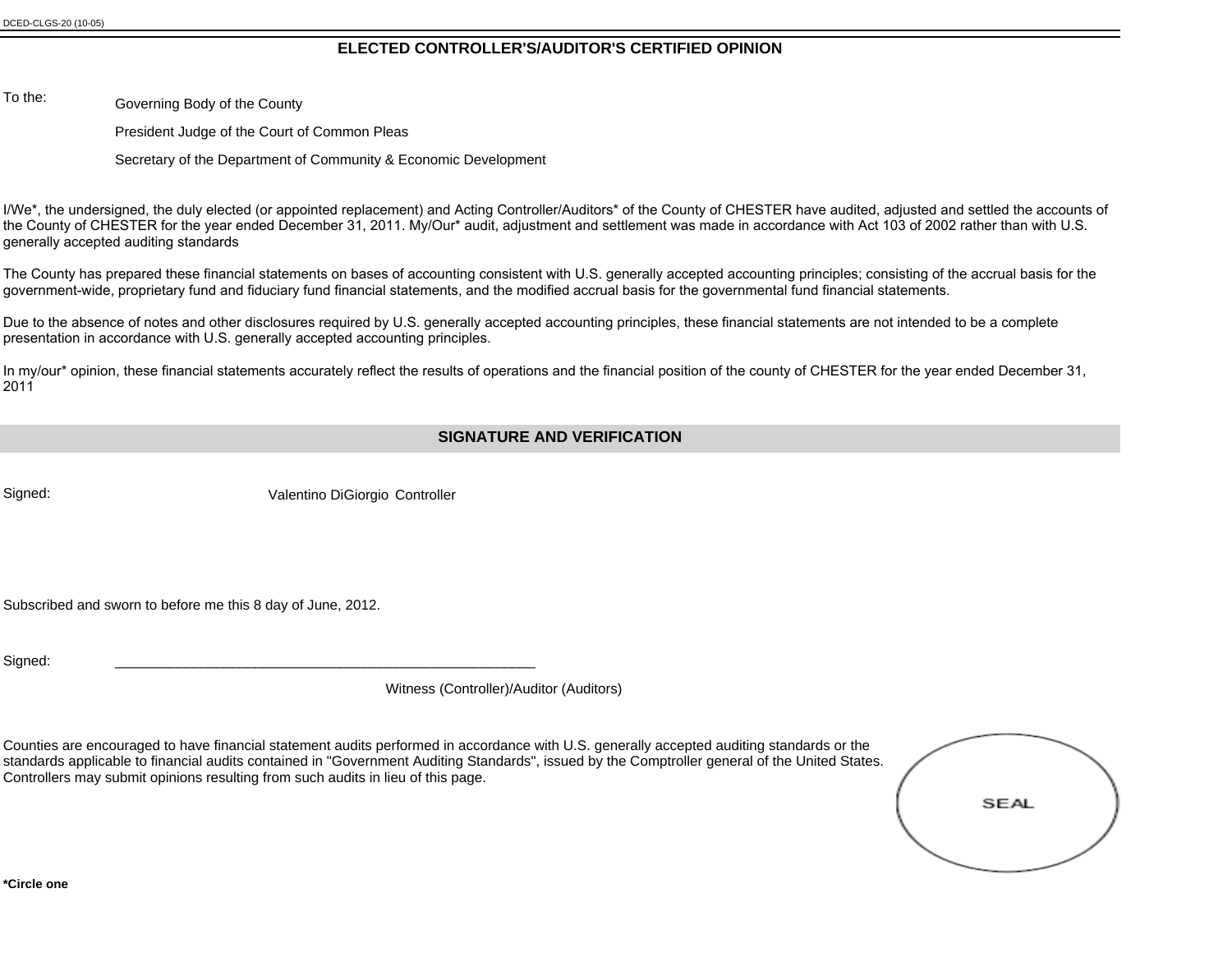DCED-CLGS-20 (10-05)

# ELECTED CONTROLLER'S/AUDITOR'S CERTIFIED OPINION

To the:

Governing Body of the County

President Judge of the Court of Common Pleas

Secretary of the Department of Community & Economic Development

I/We*, the undersigned, the duly elected (or appointed replacement) and Acting Controller/Auditors* of the County of CHESTER have audited, adjusted and settled the accounts of the County of CHESTER for the year ended December 31, 2011. My/Our* audit, adjustment and settlement was made in accordance with Act 103 of 2002 rather than with U.S. generally accepted auditing standards

The County has prepared these financial statements on bases of accounting consistent with U.S. generally accepted accounting principles; consisting of the accrual basis for the government-wide, proprietary fund and fiduciary fund financial statements, and the modified accrual basis for the governmental fund financial statements.

Due to the absence of notes and other disclosures required by U.S. generally accepted accounting principles, these financial statements are not intended to be a complete presentation in accordance with U.S. generally accepted accounting principles.

In my/our* opinion, these financial statements accurately reflect the results of operations and the financial position of the county of CHESTER for the year ended December 31, 2011

## SIGNATURE AND VERIFICATION

Signed: Valentino DiGiorgio Controller

Subscribed and sworn to before me this 8 day of June, 2012.

Signed: ______________________________________________________

Witness (Controller)/Auditor (Auditors)

Counties are encouraged to have financial statement audits performed in accordance with U.S. generally accepted auditing standards or the standards applicable to financial audits contained in "Government Auditing Standards", issued by the Comptroller general of the United States. Controllers may submit opinions resulting from such audits in lieu of this page.

SEAL

**\*Circle one**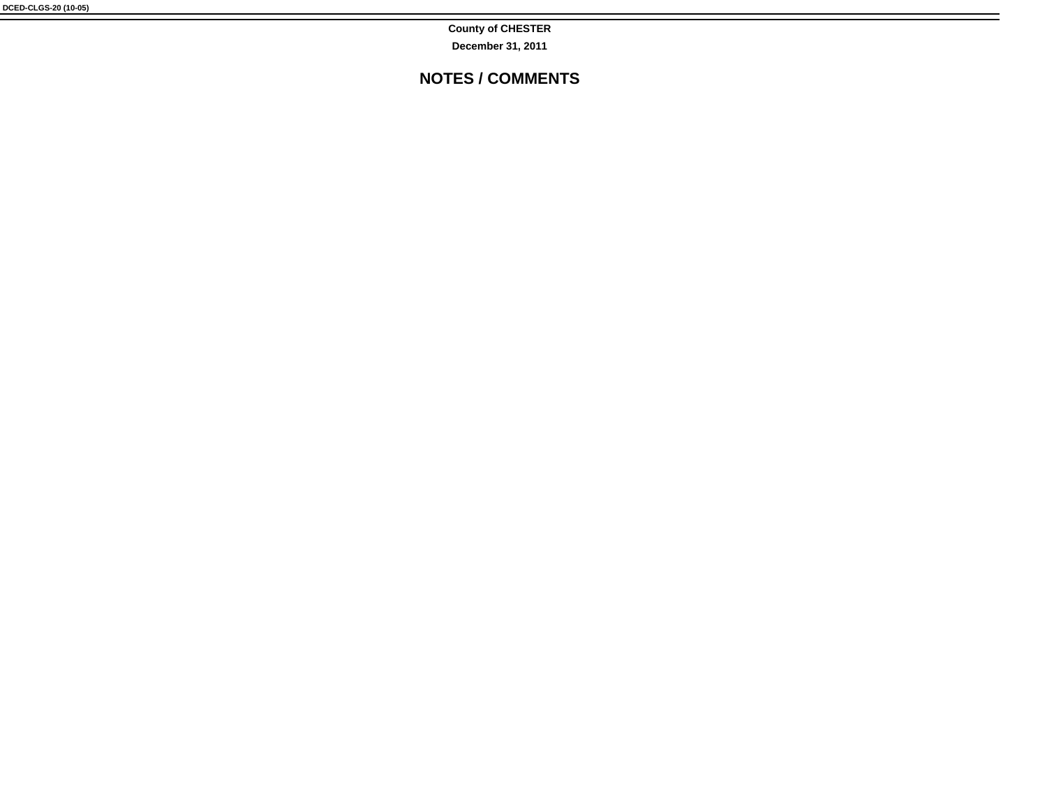County of CHESTER

December 31, 2011

## NOTES / COMMENTS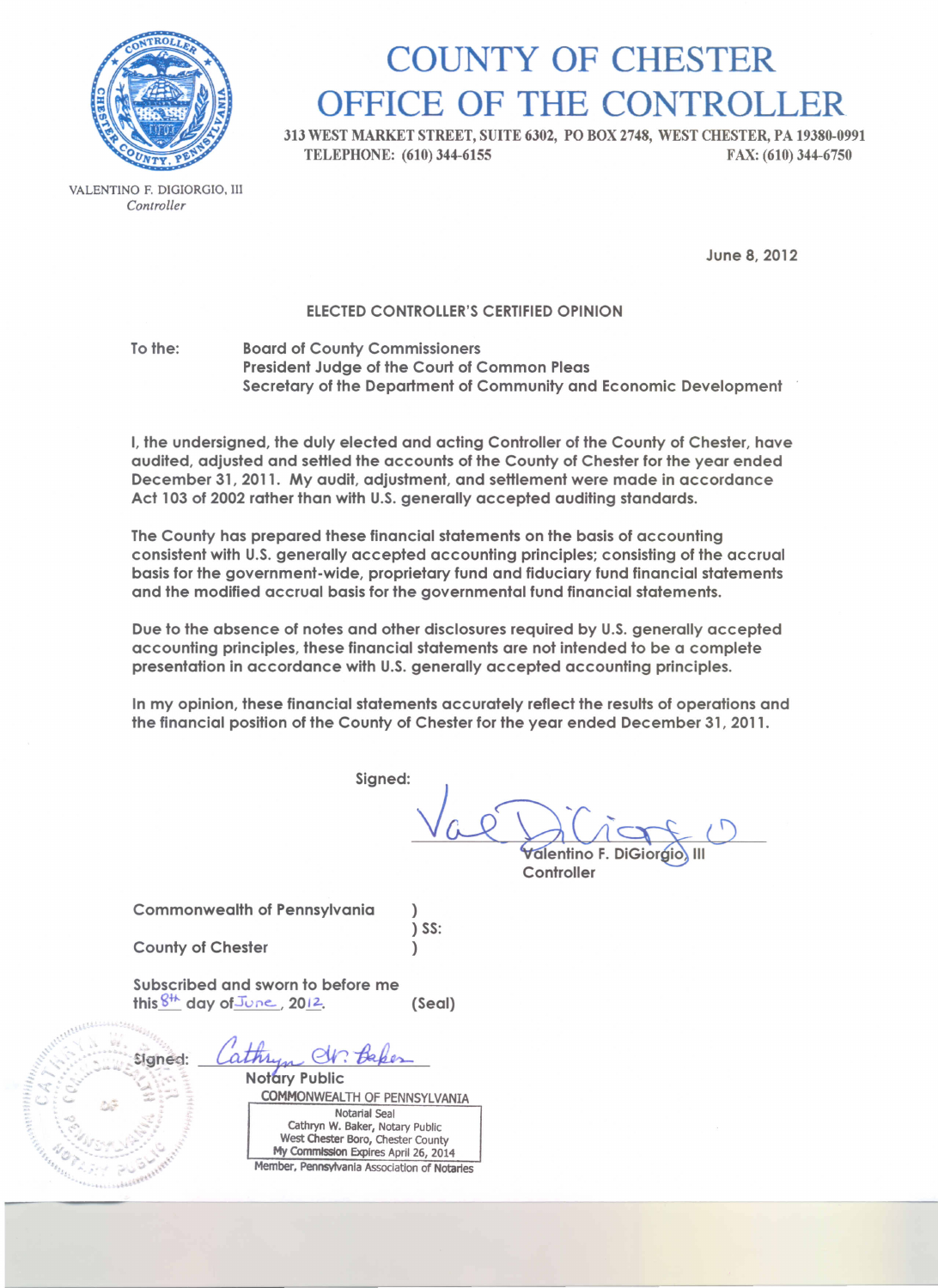# COUNTY OF CHESTER
# OFFICE OF THE CONTROLLER

313 WEST MARKET STREET, SUITE 6302, PO BOX 2748, WEST CHESTER, PA 19380-0991
TELEPHONE: (610) 344-6155 FAX: (610) 344-6750

VALENTINO F. DIGIORGIO, III
*Controller*

June 8, 2012

## ELECTED CONTROLLER'S CERTIFIED OPINION

To the: Board of County Commissioners
President Judge of the Court of Common Pleas
Secretary of the Department of Community and Economic Development

I, the undersigned, the duly elected and acting Controller of the County of Chester, have audited, adjusted and settled the accounts of the County of Chester for the year ended December 31, 2011. My audit, adjustment, and settlement were made in accordance Act 103 of 2002 rather than with U.S. generally accepted auditing standards.

The County has prepared these financial statements on the basis of accounting consistent with U.S. generally accepted accounting principles; consisting of the accrual basis for the government-wide, proprietary fund and fiduciary fund financial statements and the modified accrual basis for the governmental fund financial statements.

Due to the absence of notes and other disclosures required by U.S. generally accepted accounting principles, these financial statements are not intended to be a complete presentation in accordance with U.S. generally accepted accounting principles.

In my opinion, these financial statements accurately reflect the results of operations and the financial position of the County of Chester for the year ended December 31, 2011.

Signed: Val DiGiorgio

Valentino F. DiGiorgio, III
Controller

Commonwealth of Pennsylvania )
) SS:
County of Chester )

Subscribed and sworn to before me
this 8th day of June, 2012. (Seal)

Signed: Cathryn W. Baker
Notary Public

COMMONWEALTH OF PENNSYLVANIA
Notarial Seal
Cathryn W. Baker, Notary Public
West Chester Boro, Chester County
My Commission Expires April 26, 2014
Member, Pennsylvania Association of Notaries